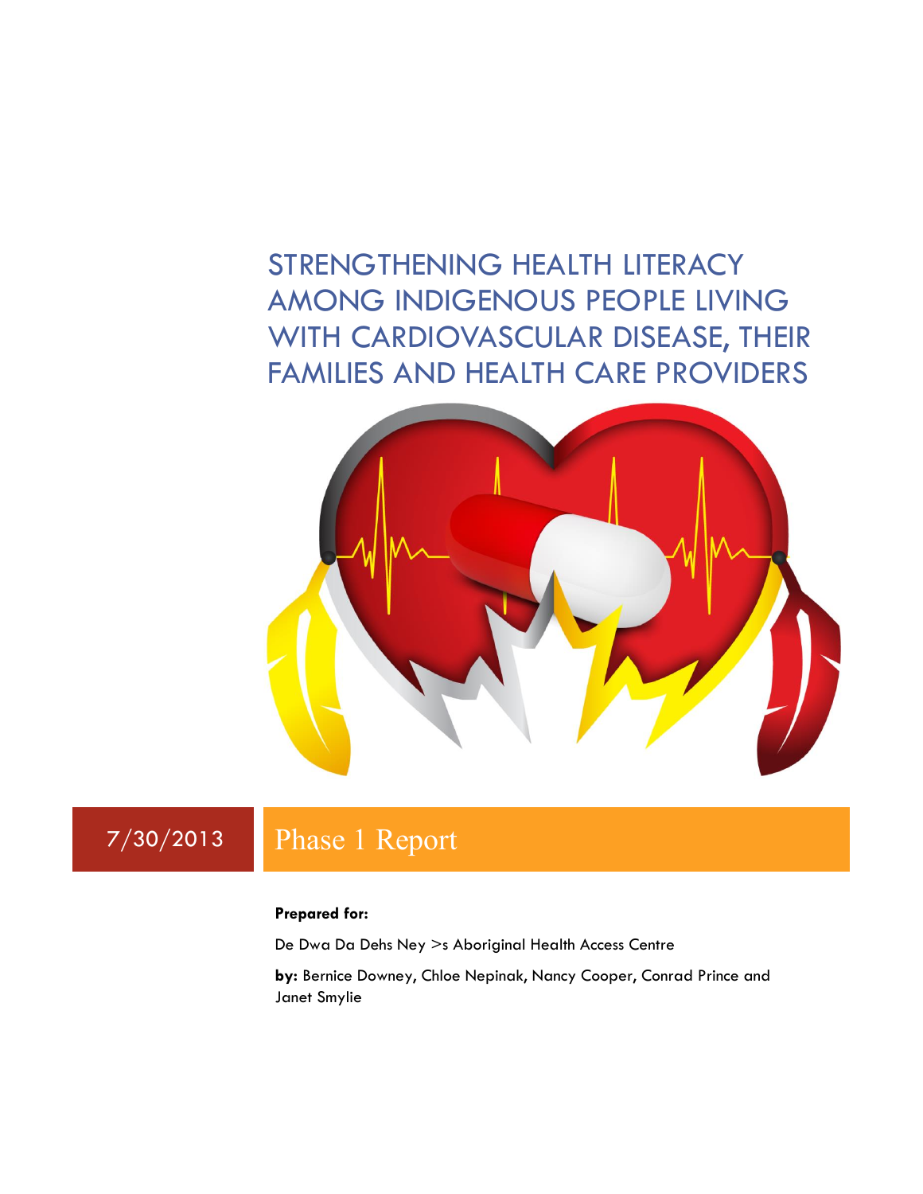# STRENGTHENING HEALTH LITERACY AMONG INDIGENOUS PEOPLE LIVING WITH CARDIOVASCULAR DISEASE, THEIR FAMILIES AND HEALTH CARE PROVIDERS

7/30/2013

## Phase 1 Report

**Prepared for:**

De Dwa Da Dehs Ney >s Aboriginal Health Access Centre

**by:** Bernice Downey, Chloe Nepinak, Nancy Cooper, Conrad Prince and Janet Smylie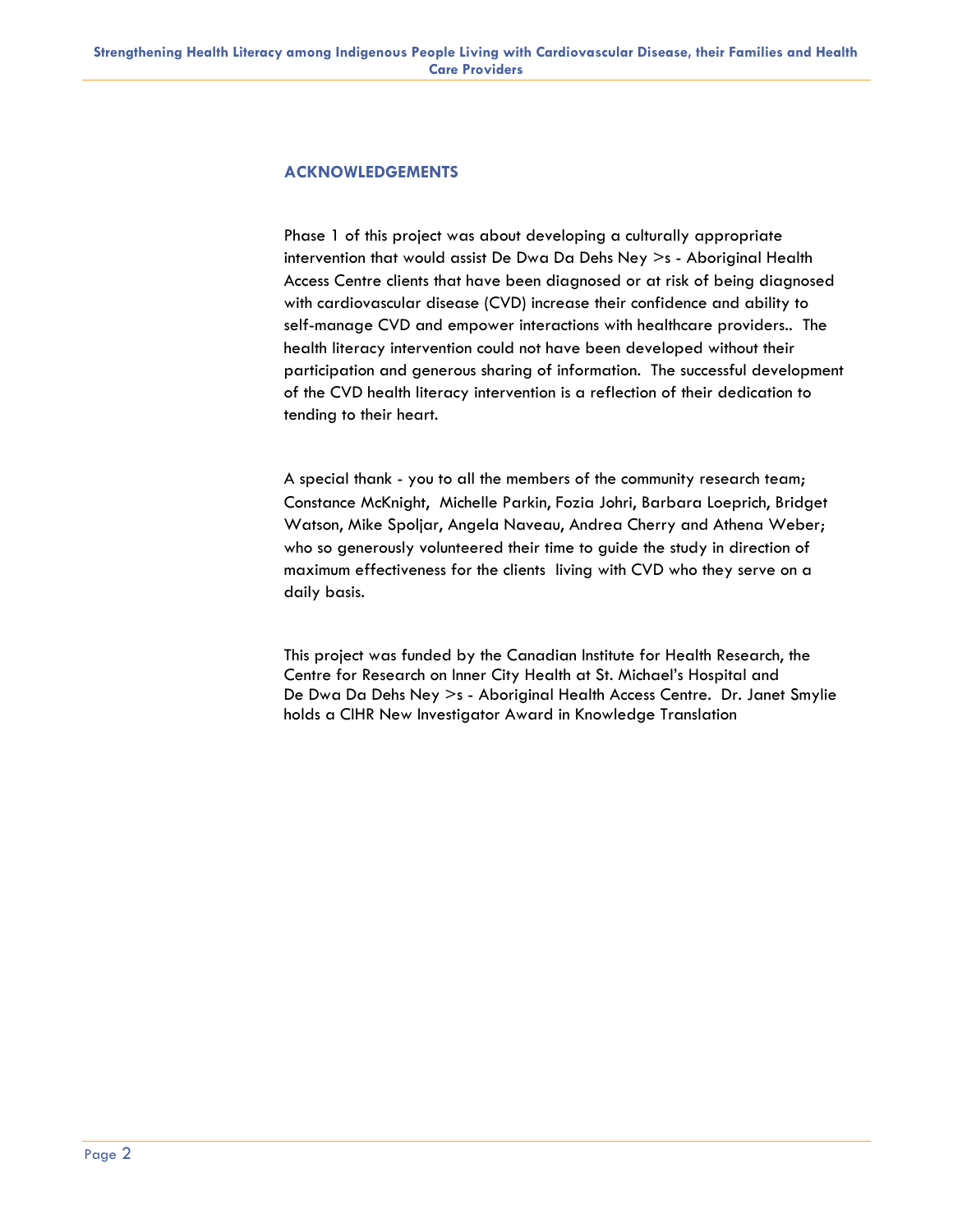## ACKNOWLEDGEMENTS

Phase 1 of this project was about developing a culturally appropriate intervention that would assist De Dwa Da Dehs Ney >s - Aboriginal Health Access Centre clients that have been diagnosed or at risk of being diagnosed with cardiovascular disease (CVD) increase their confidence and ability to self-manage CVD and empower interactions with healthcare providers.. The health literacy intervention could not have been developed without their participation and generous sharing of information. The successful development of the CVD health literacy intervention is a reflection of their dedication to tending to their heart.

A special thank - you to all the members of the community research team; Constance McKnight, Michelle Parkin, Fozia Johri, Barbara Loeprich, Bridget Watson, Mike Spoljar, Angela Naveau, Andrea Cherry and Athena Weber; who so generously volunteered their time to guide the study in direction of maximum effectiveness for the clients living with CVD who they serve on a daily basis.

This project was funded by the Canadian Institute for Health Research, the Centre for Research on Inner City Health at St. Michael's Hospital and De Dwa Da Dehs Ney >s - Aboriginal Health Access Centre. Dr. Janet Smylie holds a CIHR New Investigator Award in Knowledge Translation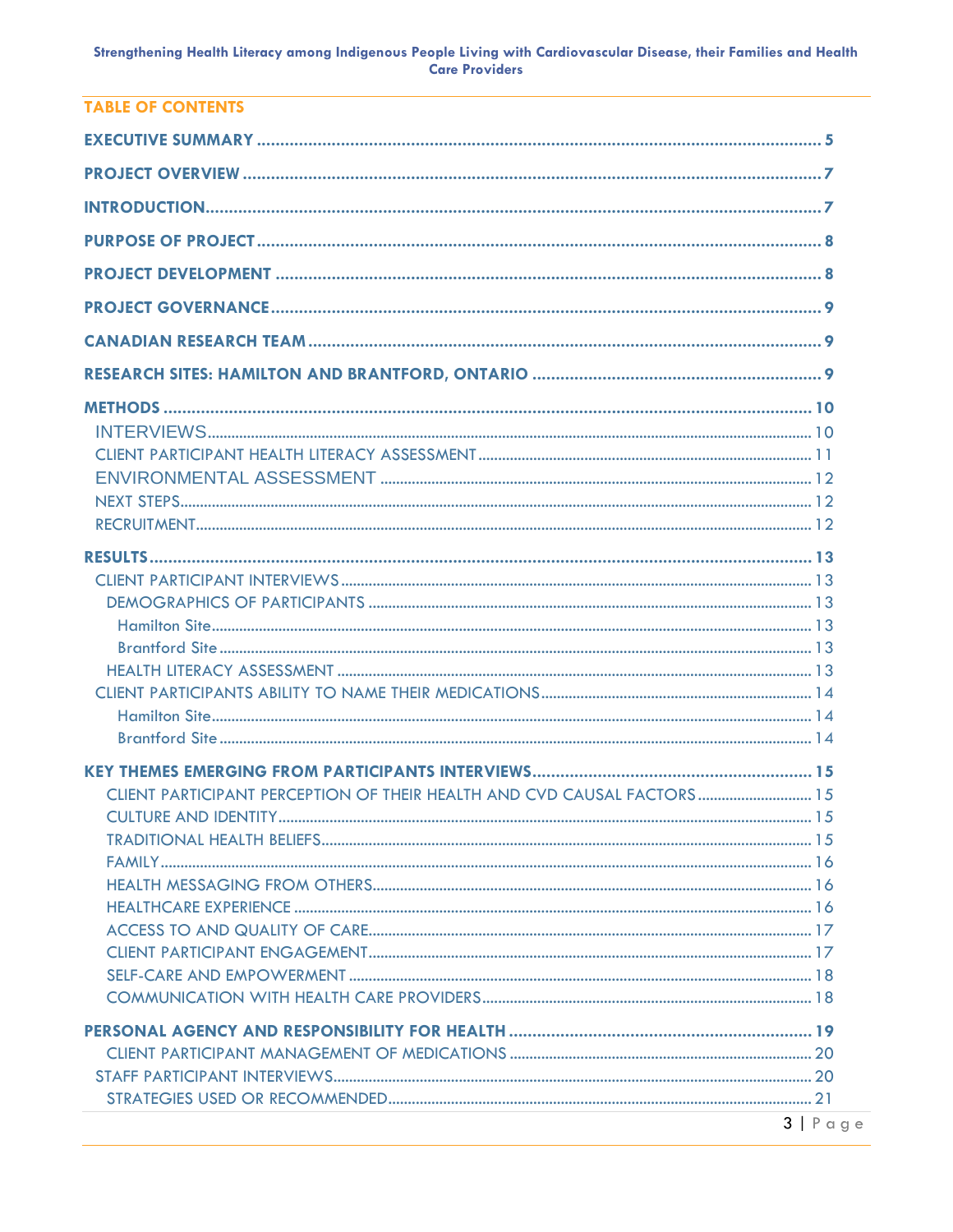## TABLE OF CONTENTS

**EXECUTIVE SUMMARY** ..... 5

**PROJECT OVERVIEW** ..... 7

**INTRODUCTION** ..... 7

**PURPOSE OF PROJECT** ..... 8

**PROJECT DEVELOPMENT** ..... 8

**PROJECT GOVERNANCE** ..... 9

**CANADIAN RESEARCH TEAM** ..... 9

**RESEARCH SITES: HAMILTON AND BRANTFORD, ONTARIO** ..... 9

**METHODS** ..... 10
- INTERVIEWS ..... 10
- CLIENT PARTICIPANT HEALTH LITERACY ASSESSMENT ..... 11
- ENVIRONMENTAL ASSESSMENT ..... 12
- NEXT STEPS ..... 12
- RECRUITMENT ..... 12

**RESULTS** ..... 13
- CLIENT PARTICIPANT INTERVIEWS ..... 13
  - DEMOGRAPHICS OF PARTICIPANTS ..... 13
    - Hamilton Site ..... 13
    - Brantford Site ..... 13
  - HEALTH LITERACY ASSESSMENT ..... 13
- CLIENT PARTICIPANTS ABILITY TO NAME THEIR MEDICATIONS ..... 14
    - Hamilton Site ..... 14
    - Brantford Site ..... 14

**KEY THEMES EMERGING FROM PARTICIPANTS INTERVIEWS** ..... 15
  - CLIENT PARTICIPANT PERCEPTION OF THEIR HEALTH AND CVD CAUSAL FACTORS ..... 15
  - CULTURE AND IDENTITY ..... 15
  - TRADITIONAL HEALTH BELIEFS ..... 15
  - FAMILY ..... 16
  - HEALTH MESSAGING FROM OTHERS ..... 16
  - HEALTHCARE EXPERIENCE ..... 16
  - ACCESS TO AND QUALITY OF CARE ..... 17
  - CLIENT PARTICIPANT ENGAGEMENT ..... 17
  - SELF-CARE AND EMPOWERMENT ..... 18
  - COMMUNICATION WITH HEALTH CARE PROVIDERS ..... 18

**PERSONAL AGENCY AND RESPONSIBILITY FOR HEALTH** ..... 19
  - CLIENT PARTICIPANT MANAGEMENT OF MEDICATIONS ..... 20
- STAFF PARTICIPANT INTERVIEWS ..... 20
  - STRATEGIES USED OR RECOMMENDED ..... 21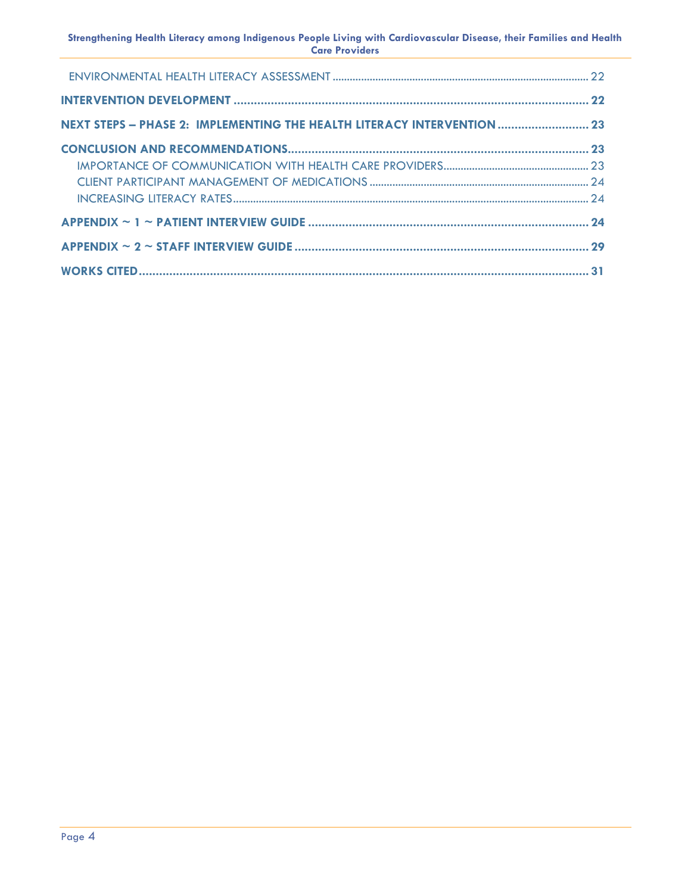ENVIRONMENTAL HEALTH LITERACY ASSESSMENT ........................................................................................ 22

**INTERVENTION DEVELOPMENT ......................................................................................................... 22**

**NEXT STEPS – PHASE 2: IMPLEMENTING THE HEALTH LITERACY INTERVENTION ........................... 23**

**CONCLUSION AND RECOMMENDATIONS ......................................................................................... 23**

IMPORTANCE OF COMMUNICATION WITH HEALTH CARE PROVIDERS .................................................. 23

CLIENT PARTICIPANT MANAGEMENT OF MEDICATIONS ............................................................................ 24

INCREASING LITERACY RATES ............................................................................................................ 24

**APPENDIX ~ 1 ~ PATIENT INTERVIEW GUIDE .................................................................................. 24**

**APPENDIX ~ 2 ~ STAFF INTERVIEW GUIDE ...................................................................................... 29**

**WORKS CITED ..................................................................................................................................... 31**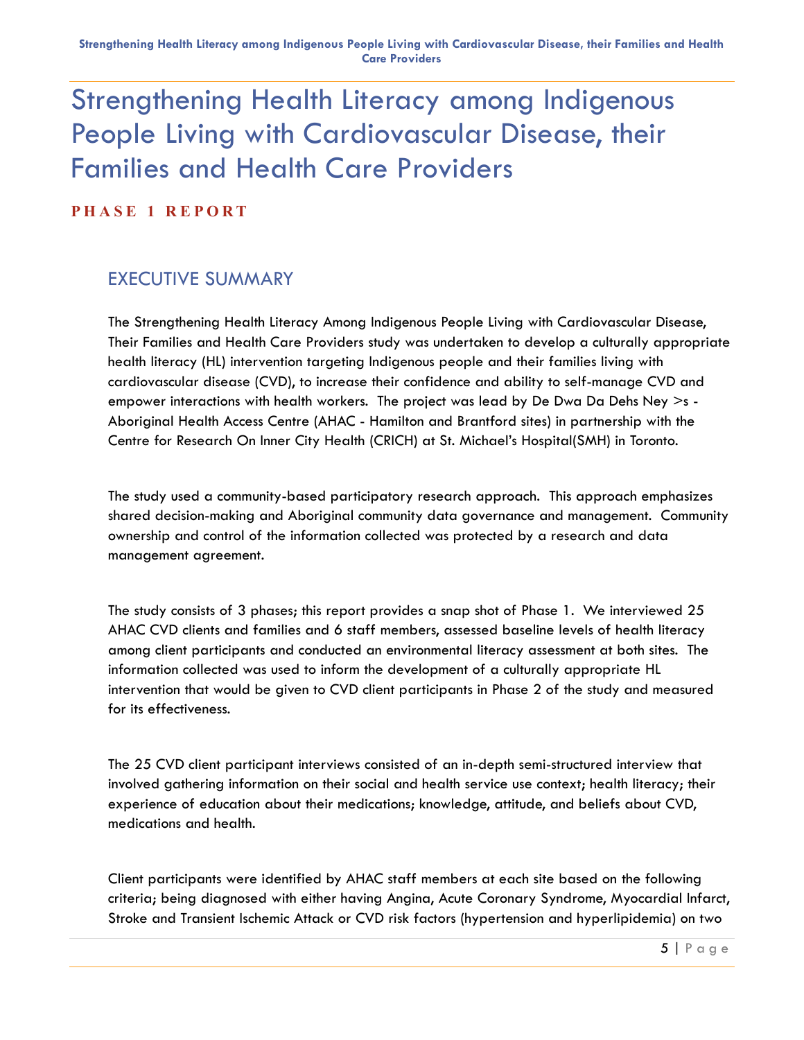# Strengthening Health Literacy among Indigenous People Living with Cardiovascular Disease, their Families and Health Care Providers

**PHASE 1 REPORT**

## EXECUTIVE SUMMARY

The Strengthening Health Literacy Among Indigenous People Living with Cardiovascular Disease, Their Families and Health Care Providers study was undertaken to develop a culturally appropriate health literacy (HL) intervention targeting Indigenous people and their families living with cardiovascular disease (CVD), to increase their confidence and ability to self-manage CVD and empower interactions with health workers. The project was lead by De Dwa Da Dehs Ney >s - Aboriginal Health Access Centre (AHAC - Hamilton and Brantford sites) in partnership with the Centre for Research On Inner City Health (CRICH) at St. Michael's Hospital(SMH) in Toronto.

The study used a community-based participatory research approach. This approach emphasizes shared decision-making and Aboriginal community data governance and management. Community ownership and control of the information collected was protected by a research and data management agreement.

The study consists of 3 phases; this report provides a snap shot of Phase 1. We interviewed 25 AHAC CVD clients and families and 6 staff members, assessed baseline levels of health literacy among client participants and conducted an environmental literacy assessment at both sites. The information collected was used to inform the development of a culturally appropriate HL intervention that would be given to CVD client participants in Phase 2 of the study and measured for its effectiveness.

The 25 CVD client participant interviews consisted of an in-depth semi-structured interview that involved gathering information on their social and health service use context; health literacy; their experience of education about their medications; knowledge, attitude, and beliefs about CVD, medications and health.

Client participants were identified by AHAC staff members at each site based on the following criteria; being diagnosed with either having Angina, Acute Coronary Syndrome, Myocardial Infarct, Stroke and Transient Ischemic Attack or CVD risk factors (hypertension and hyperlipidemia) on two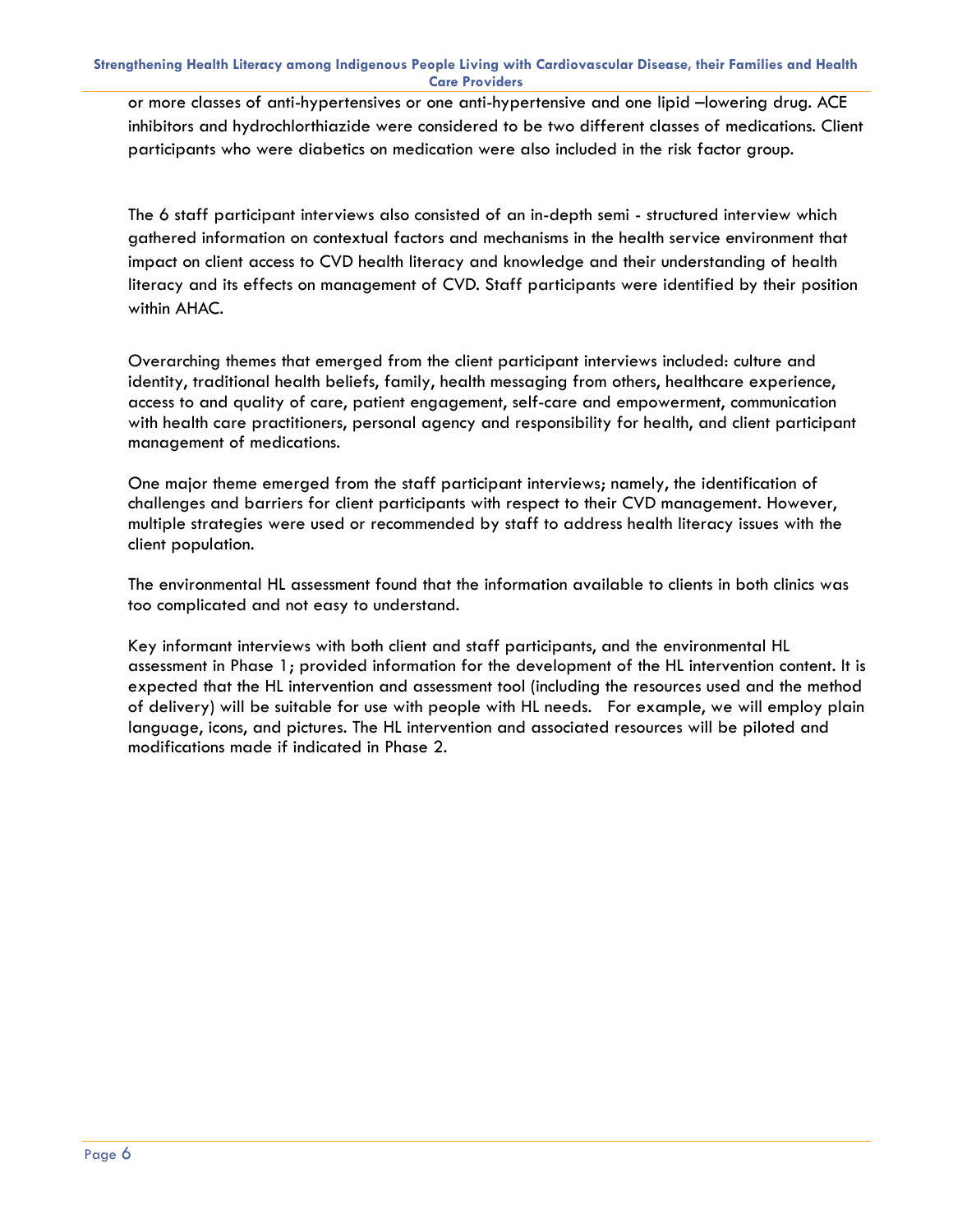or more classes of anti-hypertensives or one anti-hypertensive and one lipid –lowering drug. ACE inhibitors and hydrochlorthiazide were considered to be two different classes of medications. Client participants who were diabetics on medication were also included in the risk factor group.

The 6 staff participant interviews also consisted of an in-depth semi - structured interview which gathered information on contextual factors and mechanisms in the health service environment that impact on client access to CVD health literacy and knowledge and their understanding of health literacy and its effects on management of CVD. Staff participants were identified by their position within AHAC.

Overarching themes that emerged from the client participant interviews included: culture and identity, traditional health beliefs, family, health messaging from others, healthcare experience, access to and quality of care, patient engagement, self-care and empowerment, communication with health care practitioners, personal agency and responsibility for health, and client participant management of medications.

One major theme emerged from the staff participant interviews; namely, the identification of challenges and barriers for client participants with respect to their CVD management. However, multiple strategies were used or recommended by staff to address health literacy issues with the client population.

The environmental HL assessment found that the information available to clients in both clinics was too complicated and not easy to understand.

Key informant interviews with both client and staff participants, and the environmental HL assessment in Phase 1; provided information for the development of the HL intervention content. It is expected that the HL intervention and assessment tool (including the resources used and the method of delivery) will be suitable for use with people with HL needs. For example, we will employ plain language, icons, and pictures. The HL intervention and associated resources will be piloted and modifications made if indicated in Phase 2.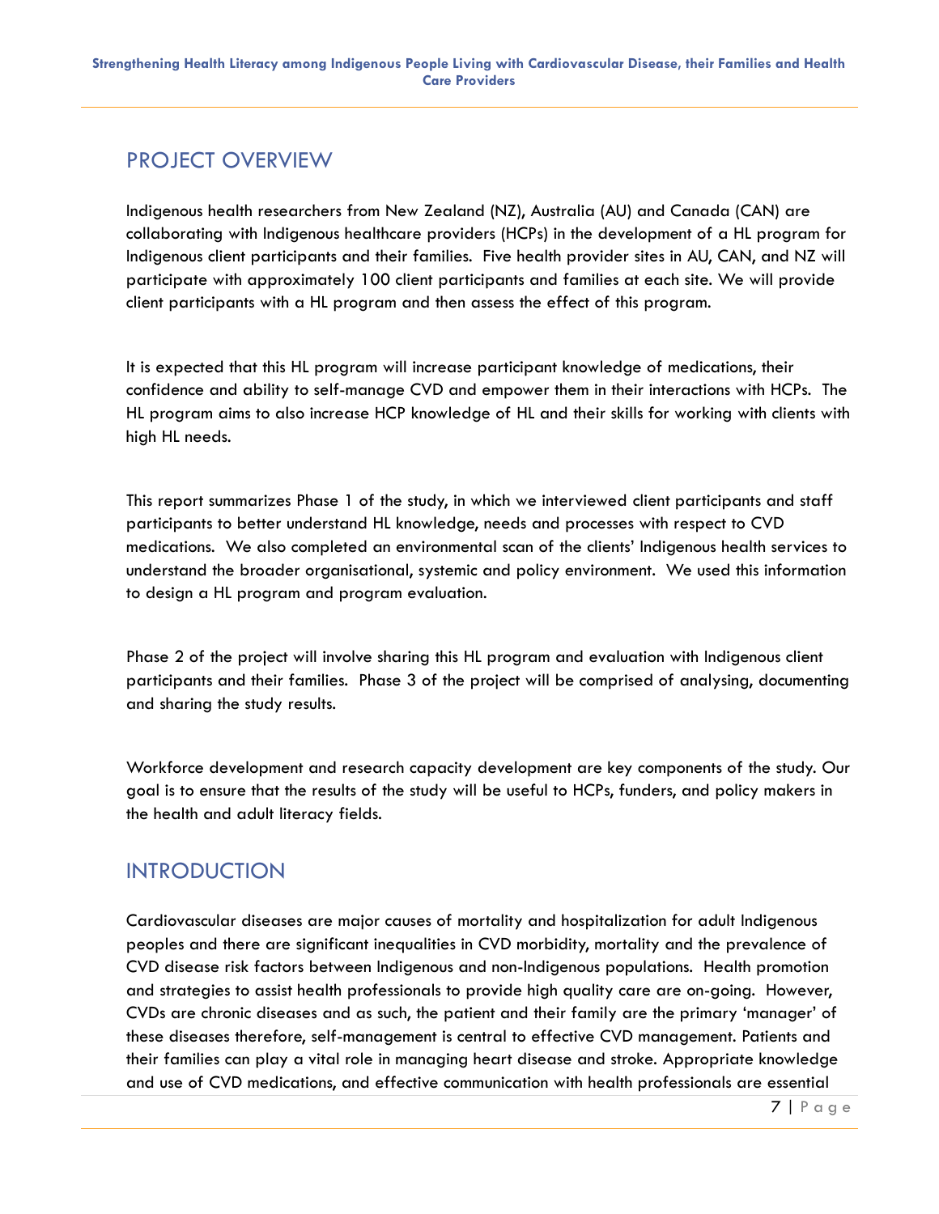## PROJECT OVERVIEW

Indigenous health researchers from New Zealand (NZ), Australia (AU) and Canada (CAN) are collaborating with Indigenous healthcare providers (HCPs) in the development of a HL program for Indigenous client participants and their families. Five health provider sites in AU, CAN, and NZ will participate with approximately 100 client participants and families at each site. We will provide client participants with a HL program and then assess the effect of this program.

It is expected that this HL program will increase participant knowledge of medications, their confidence and ability to self-manage CVD and empower them in their interactions with HCPs. The HL program aims to also increase HCP knowledge of HL and their skills for working with clients with high HL needs.

This report summarizes Phase 1 of the study, in which we interviewed client participants and staff participants to better understand HL knowledge, needs and processes with respect to CVD medications. We also completed an environmental scan of the clients' Indigenous health services to understand the broader organisational, systemic and policy environment. We used this information to design a HL program and program evaluation.

Phase 2 of the project will involve sharing this HL program and evaluation with Indigenous client participants and their families. Phase 3 of the project will be comprised of analysing, documenting and sharing the study results.

Workforce development and research capacity development are key components of the study. Our goal is to ensure that the results of the study will be useful to HCPs, funders, and policy makers in the health and adult literacy fields.

## INTRODUCTION

Cardiovascular diseases are major causes of mortality and hospitalization for adult Indigenous peoples and there are significant inequalities in CVD morbidity, mortality and the prevalence of CVD disease risk factors between Indigenous and non-Indigenous populations. Health promotion and strategies to assist health professionals to provide high quality care are on-going. However, CVDs are chronic diseases and as such, the patient and their family are the primary 'manager' of these diseases therefore, self-management is central to effective CVD management. Patients and their families can play a vital role in managing heart disease and stroke. Appropriate knowledge and use of CVD medications, and effective communication with health professionals are essential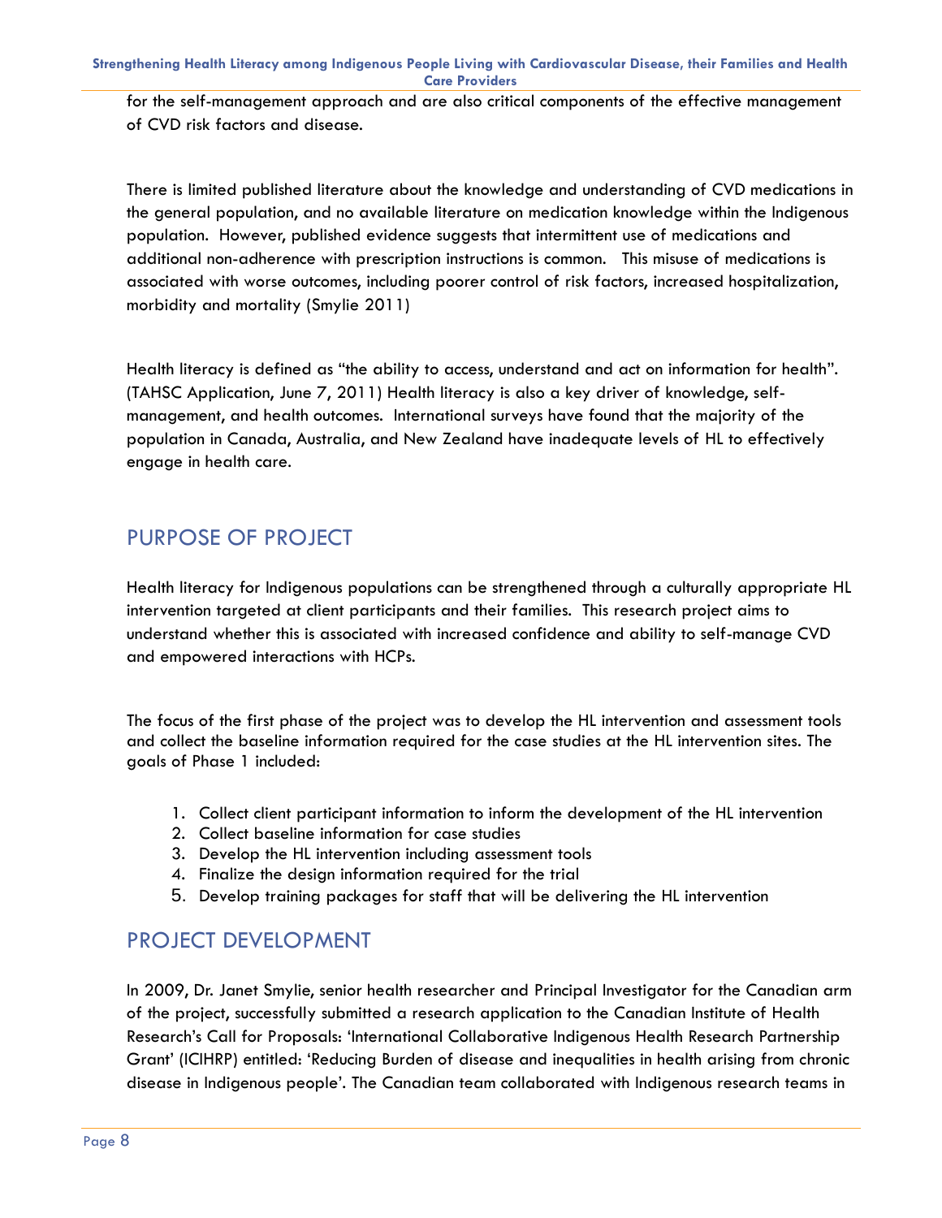for the self-management approach and are also critical components of the effective management of CVD risk factors and disease.

There is limited published literature about the knowledge and understanding of CVD medications in the general population, and no available literature on medication knowledge within the Indigenous population. However, published evidence suggests that intermittent use of medications and additional non-adherence with prescription instructions is common. This misuse of medications is associated with worse outcomes, including poorer control of risk factors, increased hospitalization, morbidity and mortality (Smylie 2011)

Health literacy is defined as "the ability to access, understand and act on information for health". (TAHSC Application, June 7, 2011) Health literacy is also a key driver of knowledge, self-management, and health outcomes. International surveys have found that the majority of the population in Canada, Australia, and New Zealand have inadequate levels of HL to effectively engage in health care.

## PURPOSE OF PROJECT

Health literacy for Indigenous populations can be strengthened through a culturally appropriate HL intervention targeted at client participants and their families. This research project aims to understand whether this is associated with increased confidence and ability to self-manage CVD and empowered interactions with HCPs.

The focus of the first phase of the project was to develop the HL intervention and assessment tools and collect the baseline information required for the case studies at the HL intervention sites. The goals of Phase 1 included:

1. Collect client participant information to inform the development of the HL intervention
2. Collect baseline information for case studies
3. Develop the HL intervention including assessment tools
4. Finalize the design information required for the trial
5. Develop training packages for staff that will be delivering the HL intervention

## PROJECT DEVELOPMENT

In 2009, Dr. Janet Smylie, senior health researcher and Principal Investigator for the Canadian arm of the project, successfully submitted a research application to the Canadian Institute of Health Research's Call for Proposals: 'International Collaborative Indigenous Health Research Partnership Grant' (ICIHRP) entitled: 'Reducing Burden of disease and inequalities in health arising from chronic disease in Indigenous people'. The Canadian team collaborated with Indigenous research teams in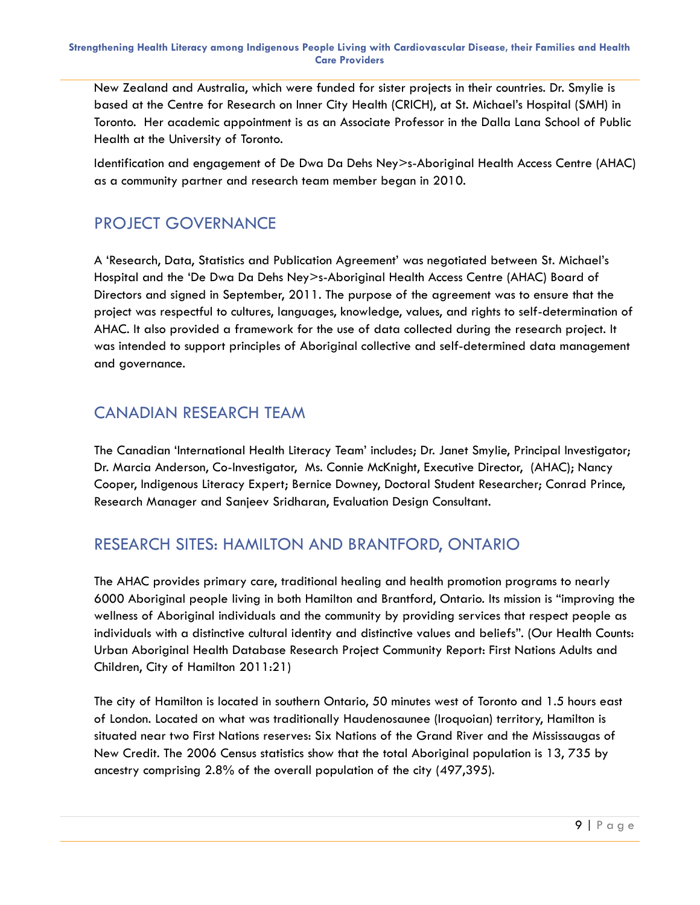New Zealand and Australia, which were funded for sister projects in their countries. Dr. Smylie is based at the Centre for Research on Inner City Health (CRICH), at St. Michael's Hospital (SMH) in Toronto. Her academic appointment is as an Associate Professor in the Dalla Lana School of Public Health at the University of Toronto.

Identification and engagement of De Dwa Da Dehs Ney>s-Aboriginal Health Access Centre (AHAC) as a community partner and research team member began in 2010.

## PROJECT GOVERNANCE

A 'Research, Data, Statistics and Publication Agreement' was negotiated between St. Michael's Hospital and the 'De Dwa Da Dehs Ney>s-Aboriginal Health Access Centre (AHAC) Board of Directors and signed in September, 2011. The purpose of the agreement was to ensure that the project was respectful to cultures, languages, knowledge, values, and rights to self-determination of AHAC. It also provided a framework for the use of data collected during the research project. It was intended to support principles of Aboriginal collective and self-determined data management and governance.

## CANADIAN RESEARCH TEAM

The Canadian 'International Health Literacy Team' includes; Dr. Janet Smylie, Principal Investigator; Dr. Marcia Anderson, Co-Investigator, Ms. Connie McKnight, Executive Director, (AHAC); Nancy Cooper, Indigenous Literacy Expert; Bernice Downey, Doctoral Student Researcher; Conrad Prince, Research Manager and Sanjeev Sridharan, Evaluation Design Consultant.

## RESEARCH SITES: HAMILTON AND BRANTFORD, ONTARIO

The AHAC provides primary care, traditional healing and health promotion programs to nearly 6000 Aboriginal people living in both Hamilton and Brantford, Ontario. Its mission is "improving the wellness of Aboriginal individuals and the community by providing services that respect people as individuals with a distinctive cultural identity and distinctive values and beliefs". (Our Health Counts: Urban Aboriginal Health Database Research Project Community Report: First Nations Adults and Children, City of Hamilton 2011:21)

The city of Hamilton is located in southern Ontario, 50 minutes west of Toronto and 1.5 hours east of London. Located on what was traditionally Haudenosaunee (Iroquoian) territory, Hamilton is situated near two First Nations reserves: Six Nations of the Grand River and the Mississaugas of New Credit. The 2006 Census statistics show that the total Aboriginal population is 13, 735 by ancestry comprising 2.8% of the overall population of the city (497,395).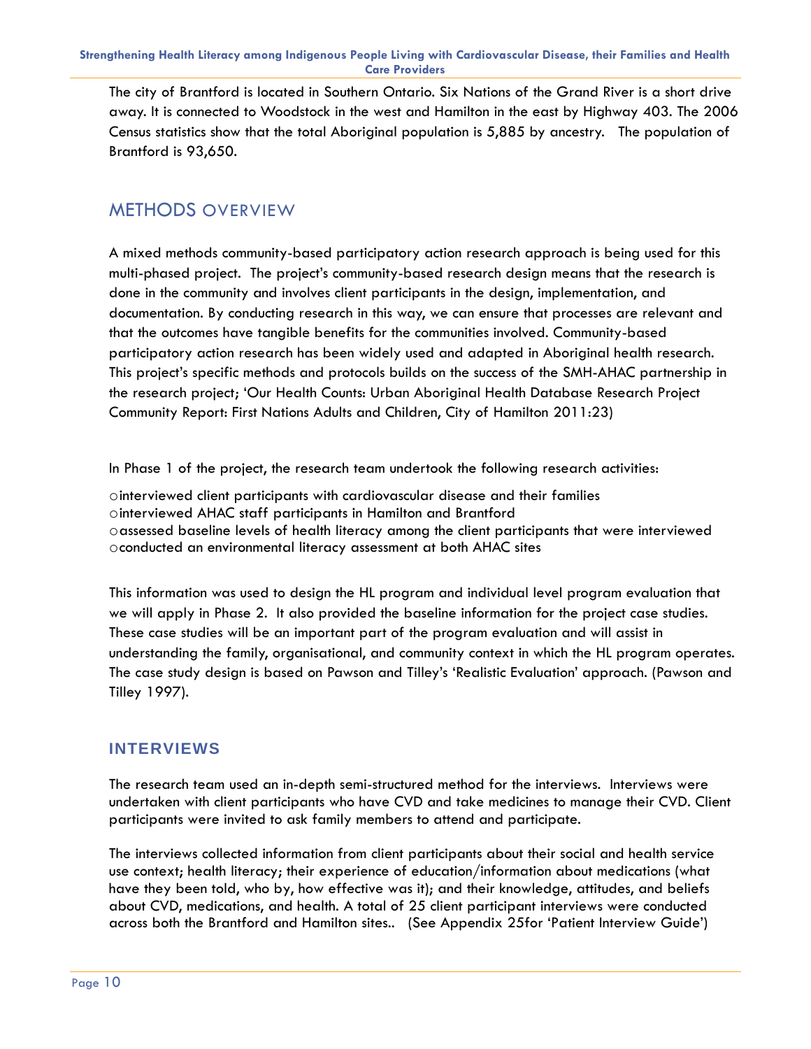The city of Brantford is located in Southern Ontario. Six Nations of the Grand River is a short drive away. It is connected to Woodstock in the west and Hamilton in the east by Highway 403. The 2006 Census statistics show that the total Aboriginal population is 5,885 by ancestry. The population of Brantford is 93,650.

## METHODS OVERVIEW

A mixed methods community-based participatory action research approach is being used for this multi-phased project. The project's community-based research design means that the research is done in the community and involves client participants in the design, implementation, and documentation. By conducting research in this way, we can ensure that processes are relevant and that the outcomes have tangible benefits for the communities involved. Community-based participatory action research has been widely used and adapted in Aboriginal health research. This project's specific methods and protocols builds on the success of the SMH-AHAC partnership in the research project; 'Our Health Counts: Urban Aboriginal Health Database Research Project Community Report: First Nations Adults and Children, City of Hamilton 2011:23)

In Phase 1 of the project, the research team undertook the following research activities:

- interviewed client participants with cardiovascular disease and their families
- interviewed AHAC staff participants in Hamilton and Brantford
- assessed baseline levels of health literacy among the client participants that were interviewed
- conducted an environmental literacy assessment at both AHAC sites

This information was used to design the HL program and individual level program evaluation that we will apply in Phase 2. It also provided the baseline information for the project case studies. These case studies will be an important part of the program evaluation and will assist in understanding the family, organisational, and community context in which the HL program operates. The case study design is based on Pawson and Tilley's 'Realistic Evaluation' approach. (Pawson and Tilley 1997).

### INTERVIEWS

The research team used an in-depth semi-structured method for the interviews. Interviews were undertaken with client participants who have CVD and take medicines to manage their CVD. Client participants were invited to ask family members to attend and participate.

The interviews collected information from client participants about their social and health service use context; health literacy; their experience of education/information about medications (what have they been told, who by, how effective was it); and their knowledge, attitudes, and beliefs about CVD, medications, and health. A total of 25 client participant interviews were conducted across both the Brantford and Hamilton sites.. (See Appendix 25for 'Patient Interview Guide')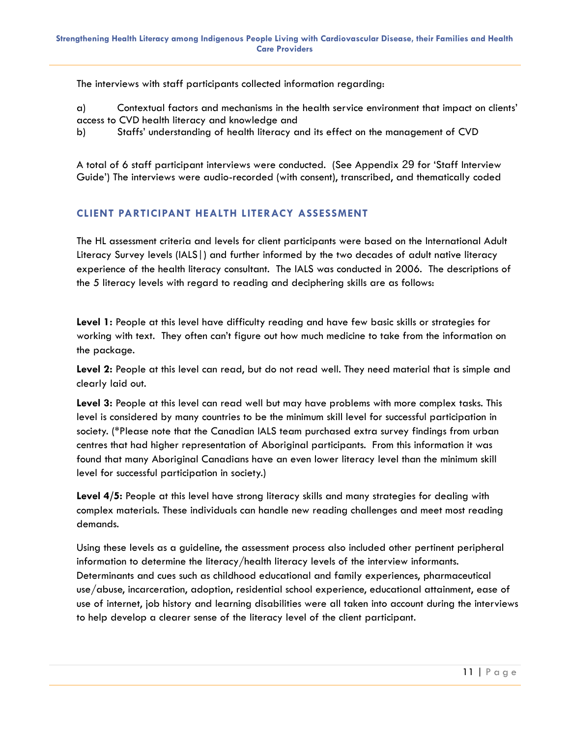The interviews with staff participants collected information regarding:

a) Contextual factors and mechanisms in the health service environment that impact on clients' access to CVD health literacy and knowledge and
b) Staffs' understanding of health literacy and its effect on the management of CVD

A total of 6 staff participant interviews were conducted. (See Appendix 29 for 'Staff Interview Guide') The interviews were audio-recorded (with consent), transcribed, and thematically coded

## CLIENT PARTICIPANT HEALTH LITERACY ASSESSMENT

The HL assessment criteria and levels for client participants were based on the International Adult Literacy Survey levels (IALS|) and further informed by the two decades of adult native literacy experience of the health literacy consultant. The IALS was conducted in 2006. The descriptions of the 5 literacy levels with regard to reading and deciphering skills are as follows:

**Level 1:** People at this level have difficulty reading and have few basic skills or strategies for working with text. They often can't figure out how much medicine to take from the information on the package.

**Level 2:** People at this level can read, but do not read well. They need material that is simple and clearly laid out.

**Level 3:** People at this level can read well but may have problems with more complex tasks. This level is considered by many countries to be the minimum skill level for successful participation in society. (*Please note that the Canadian IALS team purchased extra survey findings from urban centres that had higher representation of Aboriginal participants. From this information it was found that many Aboriginal Canadians have an even lower literacy level than the minimum skill level for successful participation in society.)

**Level 4/5:** People at this level have strong literacy skills and many strategies for dealing with complex materials. These individuals can handle new reading challenges and meet most reading demands.

Using these levels as a guideline, the assessment process also included other pertinent peripheral information to determine the literacy/health literacy levels of the interview informants. Determinants and cues such as childhood educational and family experiences, pharmaceutical use/abuse, incarceration, adoption, residential school experience, educational attainment, ease of use of internet, job history and learning disabilities were all taken into account during the interviews to help develop a clearer sense of the literacy level of the client participant.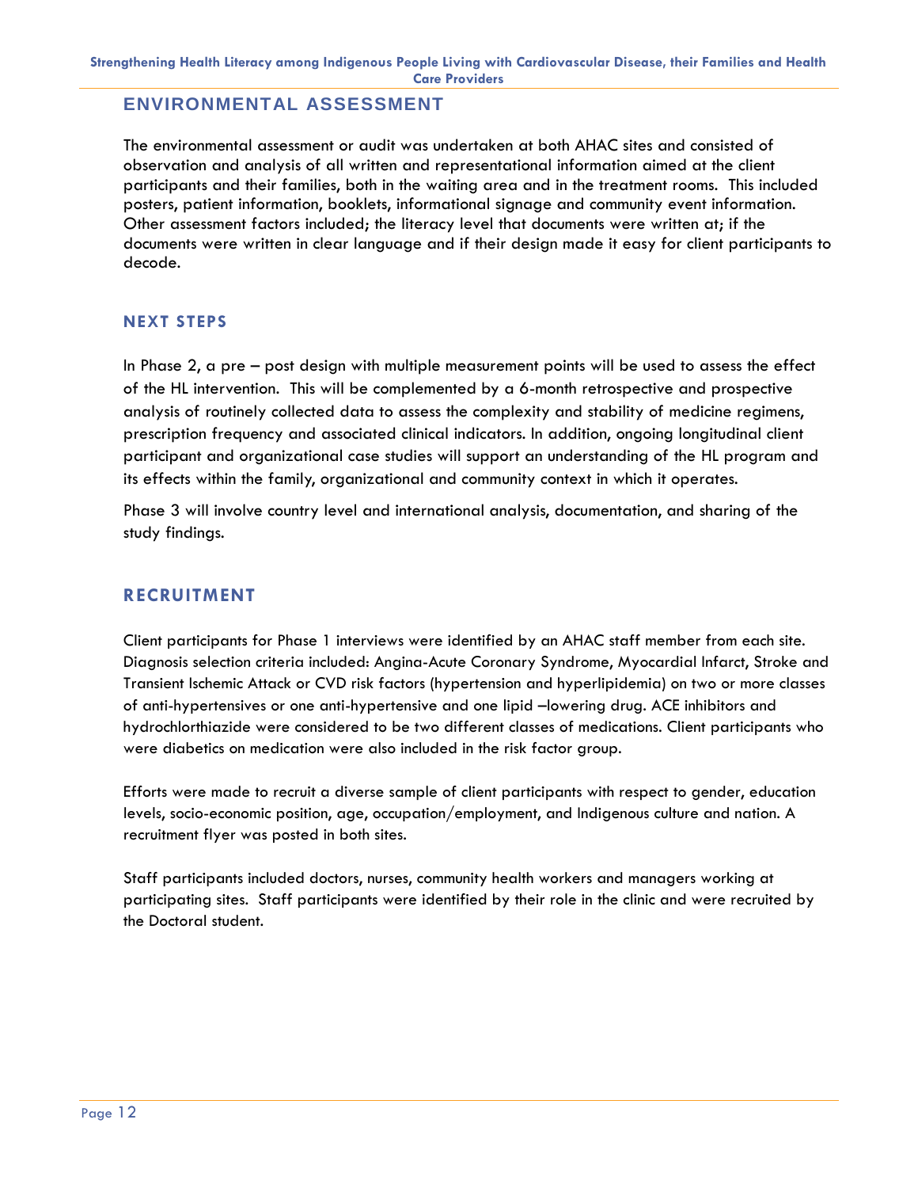## ENVIRONMENTAL ASSESSMENT

The environmental assessment or audit was undertaken at both AHAC sites and consisted of observation and analysis of all written and representational information aimed at the client participants and their families, both in the waiting area and in the treatment rooms. This included posters, patient information, booklets, informational signage and community event information. Other assessment factors included; the literacy level that documents were written at; if the documents were written in clear language and if their design made it easy for client participants to decode.

## NEXT STEPS

In Phase 2, a pre – post design with multiple measurement points will be used to assess the effect of the HL intervention. This will be complemented by a 6-month retrospective and prospective analysis of routinely collected data to assess the complexity and stability of medicine regimens, prescription frequency and associated clinical indicators. In addition, ongoing longitudinal client participant and organizational case studies will support an understanding of the HL program and its effects within the family, organizational and community context in which it operates.

Phase 3 will involve country level and international analysis, documentation, and sharing of the study findings.

## RECRUITMENT

Client participants for Phase 1 interviews were identified by an AHAC staff member from each site. Diagnosis selection criteria included: Angina-Acute Coronary Syndrome, Myocardial Infarct, Stroke and Transient Ischemic Attack or CVD risk factors (hypertension and hyperlipidemia) on two or more classes of anti-hypertensives or one anti-hypertensive and one lipid –lowering drug. ACE inhibitors and hydrochlorthiazide were considered to be two different classes of medications. Client participants who were diabetics on medication were also included in the risk factor group.

Efforts were made to recruit a diverse sample of client participants with respect to gender, education levels, socio-economic position, age, occupation/employment, and Indigenous culture and nation. A recruitment flyer was posted in both sites.

Staff participants included doctors, nurses, community health workers and managers working at participating sites. Staff participants were identified by their role in the clinic and were recruited by the Doctoral student.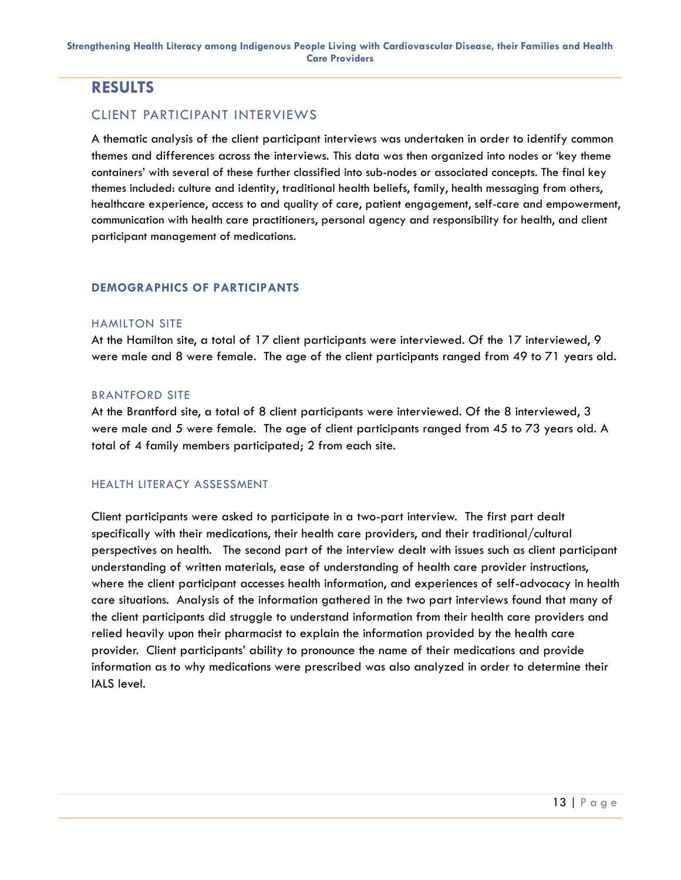# RESULTS

## CLIENT PARTICIPANT INTERVIEWS

A thematic analysis of the client participant interviews was undertaken in order to identify common themes and differences across the interviews. This data was then organized into nodes or 'key theme containers' with several of these further classified into sub-nodes or associated concepts. The final key themes included: culture and identity, traditional health beliefs, family, health messaging from others, healthcare experience, access to and quality of care, patient engagement, self-care and empowerment, communication with health care practitioners, personal agency and responsibility for health, and client participant management of medications.

### DEMOGRAPHICS OF PARTICIPANTS

#### HAMILTON SITE

At the Hamilton site, a total of 17 client participants were interviewed. Of the 17 interviewed, 9 were male and 8 were female. The age of the client participants ranged from 49 to 71 years old.

#### BRANTFORD SITE

At the Brantford site, a total of 8 client participants were interviewed. Of the 8 interviewed, 3 were male and 5 were female. The age of client participants ranged from 45 to 73 years old. A total of 4 family members participated; 2 from each site.

#### HEALTH LITERACY ASSESSMENT

Client participants were asked to participate in a two-part interview. The first part dealt specifically with their medications, their health care providers, and their traditional/cultural perspectives on health. The second part of the interview dealt with issues such as client participant understanding of written materials, ease of understanding of health care provider instructions, where the client participant accesses health information, and experiences of self-advocacy in health care situations. Analysis of the information gathered in the two part interviews found that many of the client participants did struggle to understand information from their health care providers and relied heavily upon their pharmacist to explain the information provided by the health care provider. Client participants' ability to pronounce the name of their medications and provide information as to why medications were prescribed was also analyzed in order to determine their IALS level.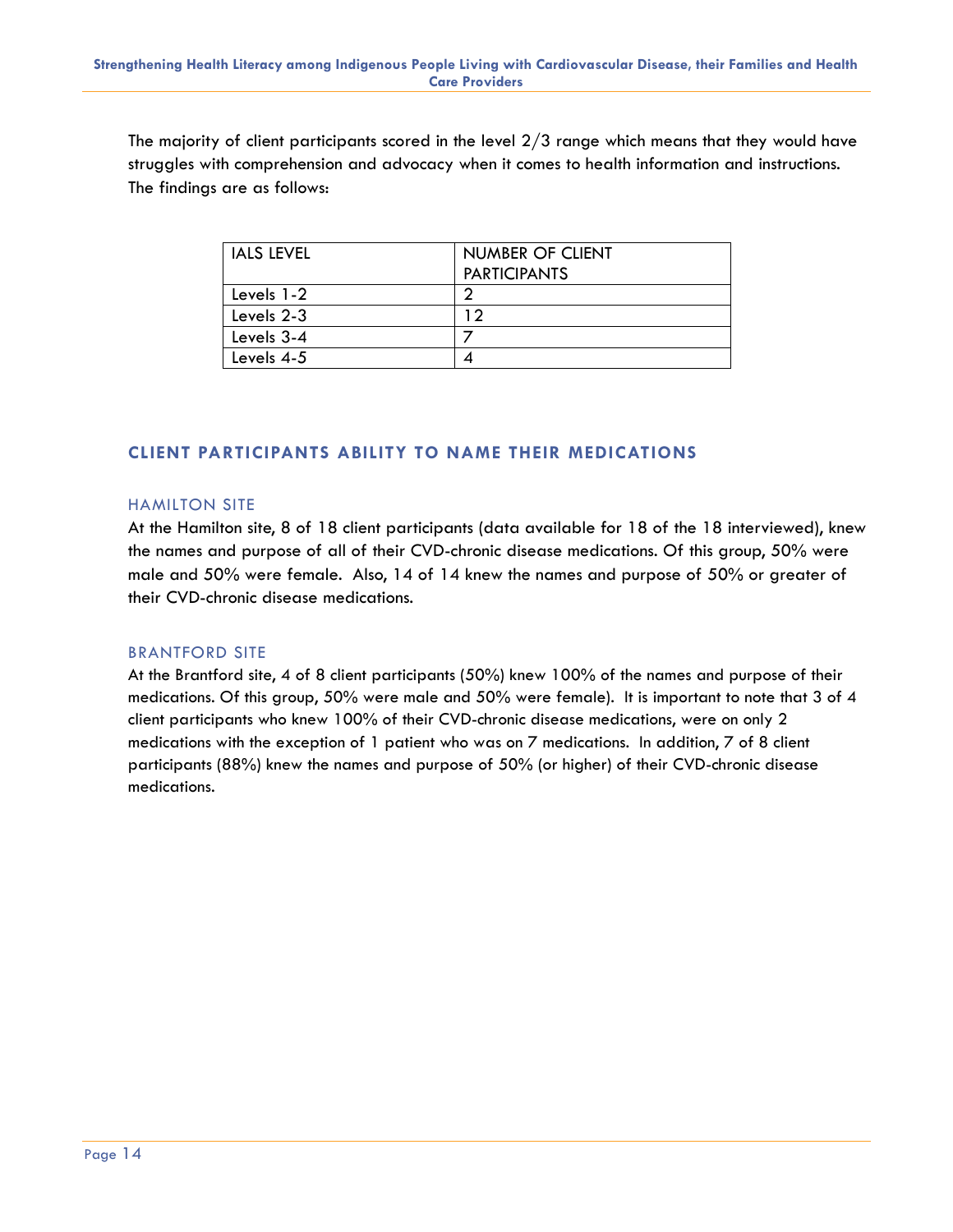The majority of client participants scored in the level 2/3 range which means that they would have struggles with comprehension and advocacy when it comes to health information and instructions. The findings are as follows:

| IALS LEVEL | NUMBER OF CLIENT PARTICIPANTS |
|---|---|
| Levels 1-2 | 2 |
| Levels 2-3 | 12 |
| Levels 3-4 | 7 |
| Levels 4-5 | 4 |

## CLIENT PARTICIPANTS ABILITY TO NAME THEIR MEDICATIONS

### HAMILTON SITE

At the Hamilton site, 8 of 18 client participants (data available for 18 of the 18 interviewed), knew the names and purpose of all of their CVD-chronic disease medications. Of this group, 50% were male and 50% were female. Also, 14 of 14 knew the names and purpose of 50% or greater of their CVD-chronic disease medications.

### BRANTFORD SITE

At the Brantford site, 4 of 8 client participants (50%) knew 100% of the names and purpose of their medications. Of this group, 50% were male and 50% were female). It is important to note that 3 of 4 client participants who knew 100% of their CVD-chronic disease medications, were on only 2 medications with the exception of 1 patient who was on 7 medications. In addition, 7 of 8 client participants (88%) knew the names and purpose of 50% (or higher) of their CVD-chronic disease medications.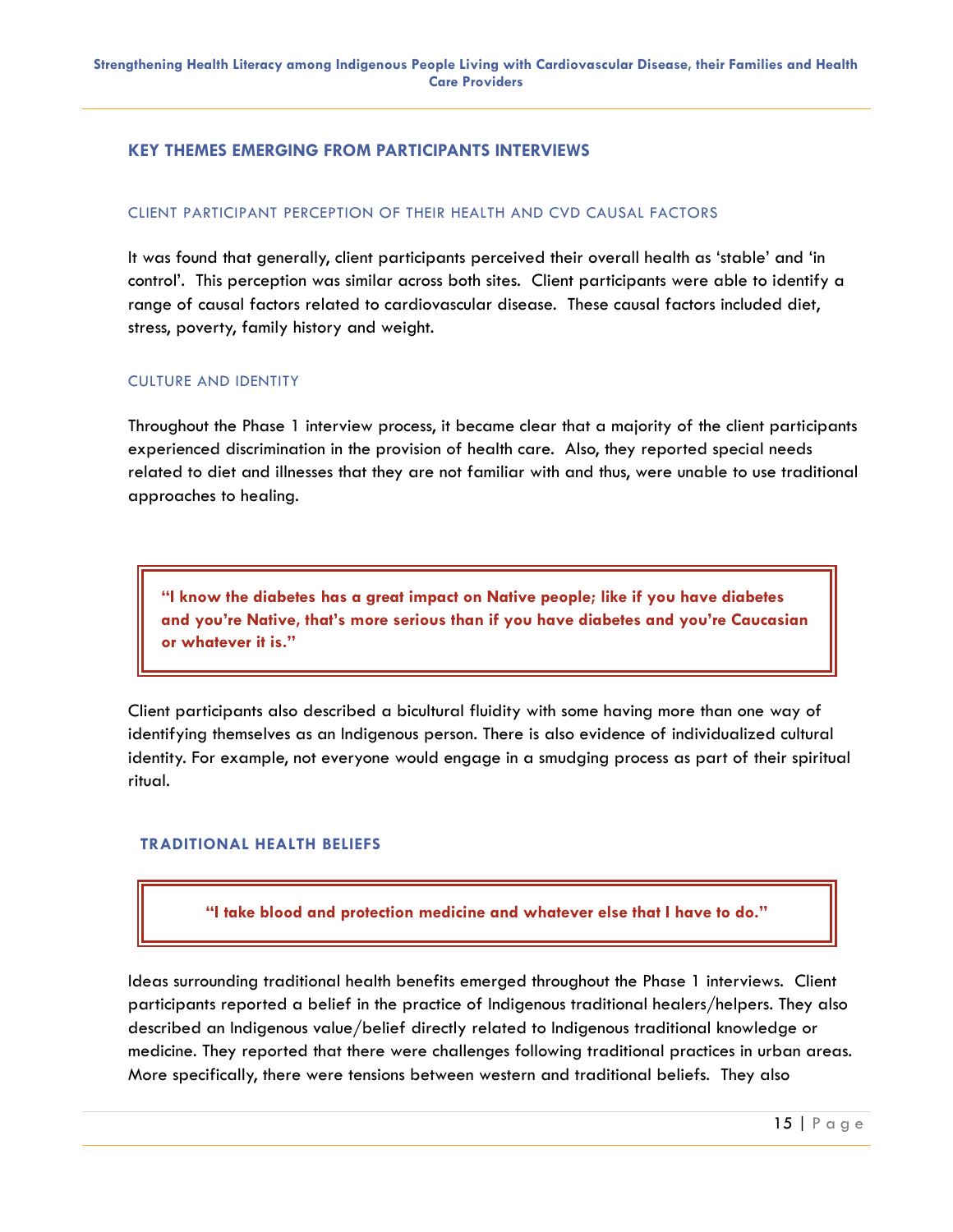## KEY THEMES EMERGING FROM PARTICIPANTS INTERVIEWS

### CLIENT PARTICIPANT PERCEPTION OF THEIR HEALTH AND CVD CAUSAL FACTORS

It was found that generally, client participants perceived their overall health as 'stable' and 'in control'. This perception was similar across both sites. Client participants were able to identify a range of causal factors related to cardiovascular disease. These causal factors included diet, stress, poverty, family history and weight.

### CULTURE AND IDENTITY

Throughout the Phase 1 interview process, it became clear that a majority of the client participants experienced discrimination in the provision of health care. Also, they reported special needs related to diet and illnesses that they are not familiar with and thus, were unable to use traditional approaches to healing.

> **"I know the diabetes has a great impact on Native people; like if you have diabetes and you're Native, that's more serious than if you have diabetes and you're Caucasian or whatever it is."**

Client participants also described a bicultural fluidity with some having more than one way of identifying themselves as an Indigenous person. There is also evidence of individualized cultural identity. For example, not everyone would engage in a smudging process as part of their spiritual ritual.

### TRADITIONAL HEALTH BELIEFS

> **"I take blood and protection medicine and whatever else that I have to do."**

Ideas surrounding traditional health benefits emerged throughout the Phase 1 interviews. Client participants reported a belief in the practice of Indigenous traditional healers/helpers. They also described an Indigenous value/belief directly related to Indigenous traditional knowledge or medicine. They reported that there were challenges following traditional practices in urban areas. More specifically, there were tensions between western and traditional beliefs. They also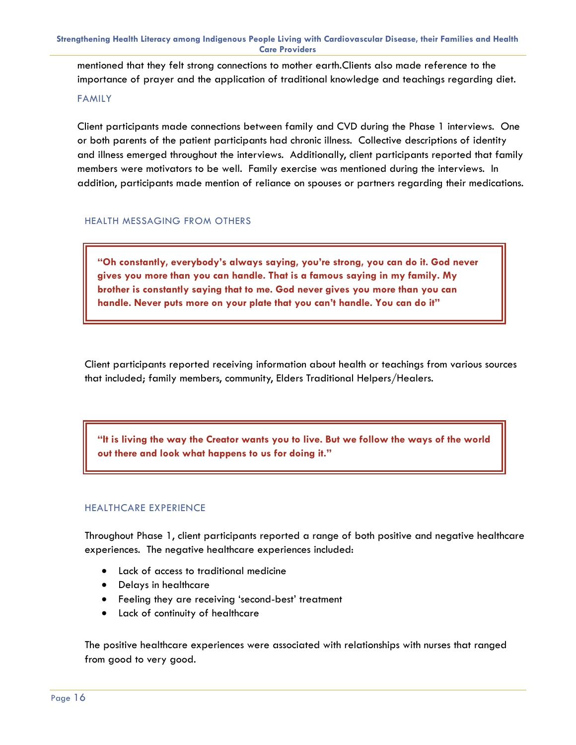mentioned that they felt strong connections to mother earth.Clients also made reference to the importance of prayer and the application of traditional knowledge and teachings regarding diet.

### FAMILY

Client participants made connections between family and CVD during the Phase 1 interviews. One or both parents of the patient participants had chronic illness. Collective descriptions of identity and illness emerged throughout the interviews. Additionally, client participants reported that family members were motivators to be well. Family exercise was mentioned during the interviews. In addition, participants made mention of reliance on spouses or partners regarding their medications.

### HEALTH MESSAGING FROM OTHERS

> **"Oh constantly, everybody's always saying, you're strong, you can do it. God never gives you more than you can handle. That is a famous saying in my family. My brother is constantly saying that to me. God never gives you more than you can handle. Never puts more on your plate that you can't handle. You can do it"**

Client participants reported receiving information about health or teachings from various sources that included; family members, community, Elders Traditional Helpers/Healers.

> **"It is living the way the Creator wants you to live. But we follow the ways of the world out there and look what happens to us for doing it."**

### HEALTHCARE EXPERIENCE

Throughout Phase 1, client participants reported a range of both positive and negative healthcare experiences. The negative healthcare experiences included:

- Lack of access to traditional medicine
- Delays in healthcare
- Feeling they are receiving 'second-best' treatment
- Lack of continuity of healthcare

The positive healthcare experiences were associated with relationships with nurses that ranged from good to very good.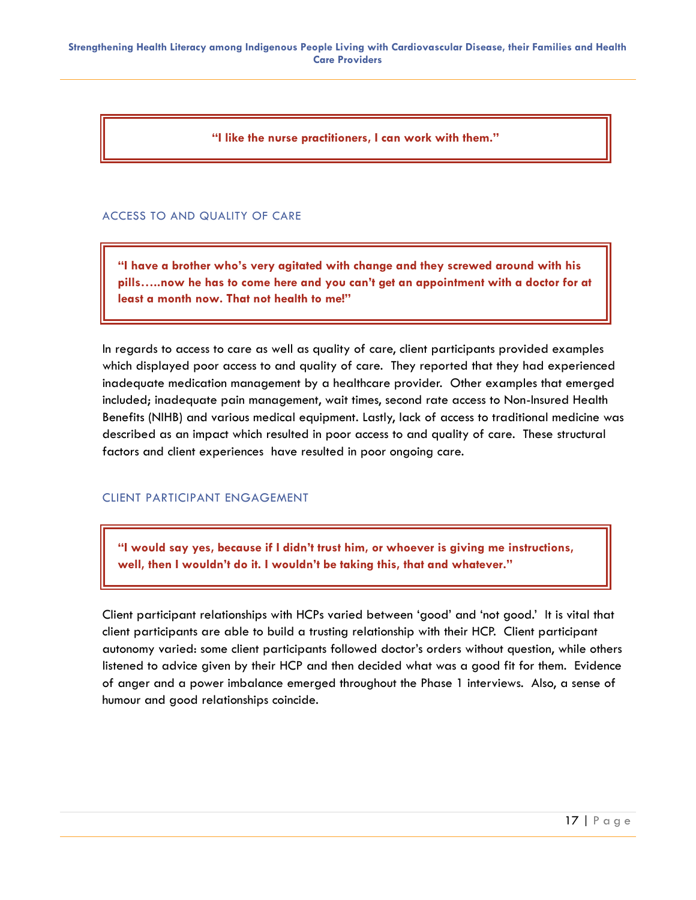**"I like the nurse practitioners, I can work with them."**

## ACCESS TO AND QUALITY OF CARE

**"I have a brother who's very agitated with change and they screwed around with his pills…..now he has to come here and you can't get an appointment with a doctor for at least a month now. That not health to me!"**

In regards to access to care as well as quality of care, client participants provided examples which displayed poor access to and quality of care. They reported that they had experienced inadequate medication management by a healthcare provider. Other examples that emerged included; inadequate pain management, wait times, second rate access to Non-Insured Health Benefits (NIHB) and various medical equipment. Lastly, lack of access to traditional medicine was described as an impact which resulted in poor access to and quality of care. These structural factors and client experiences have resulted in poor ongoing care.

## CLIENT PARTICIPANT ENGAGEMENT

**"I would say yes, because if I didn't trust him, or whoever is giving me instructions, well, then I wouldn't do it. I wouldn't be taking this, that and whatever."**

Client participant relationships with HCPs varied between 'good' and 'not good.' It is vital that client participants are able to build a trusting relationship with their HCP. Client participant autonomy varied: some client participants followed doctor's orders without question, while others listened to advice given by their HCP and then decided what was a good fit for them. Evidence of anger and a power imbalance emerged throughout the Phase 1 interviews. Also, a sense of humour and good relationships coincide.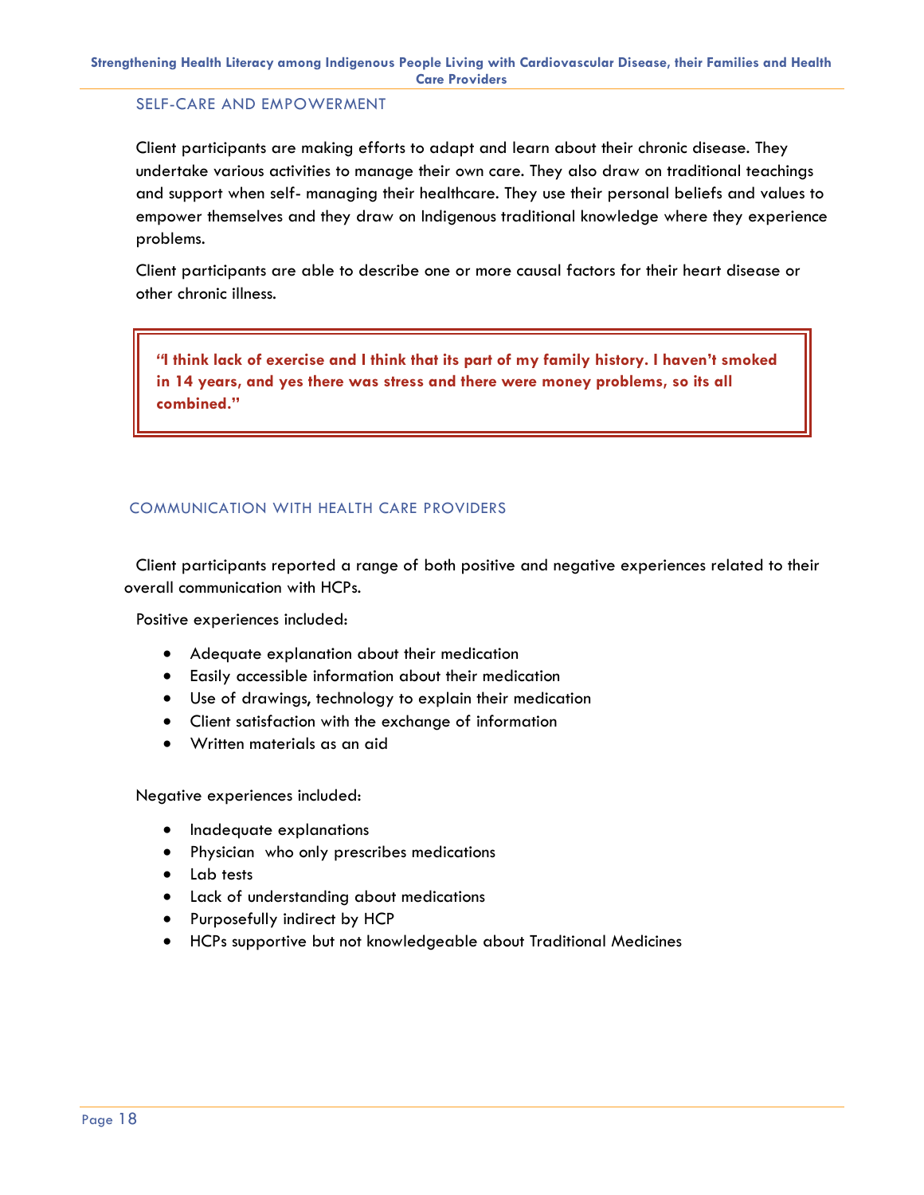## SELF-CARE AND EMPOWERMENT

Client participants are making efforts to adapt and learn about their chronic disease. They undertake various activities to manage their own care. They also draw on traditional teachings and support when self- managing their healthcare. They use their personal beliefs and values to empower themselves and they draw on Indigenous traditional knowledge where they experience problems.

Client participants are able to describe one or more causal factors for their heart disease or other chronic illness.

> **"I think lack of exercise and I think that its part of my family history. I haven't smoked in 14 years, and yes there was stress and there were money problems, so its all combined."**

## COMMUNICATION WITH HEALTH CARE PROVIDERS

Client participants reported a range of both positive and negative experiences related to their overall communication with HCPs.

Positive experiences included:

- Adequate explanation about their medication
- Easily accessible information about their medication
- Use of drawings, technology to explain their medication
- Client satisfaction with the exchange of information
- Written materials as an aid

Negative experiences included:

- Inadequate explanations
- Physician who only prescribes medications
- Lab tests
- Lack of understanding about medications
- Purposefully indirect by HCP
- HCPs supportive but not knowledgeable about Traditional Medicines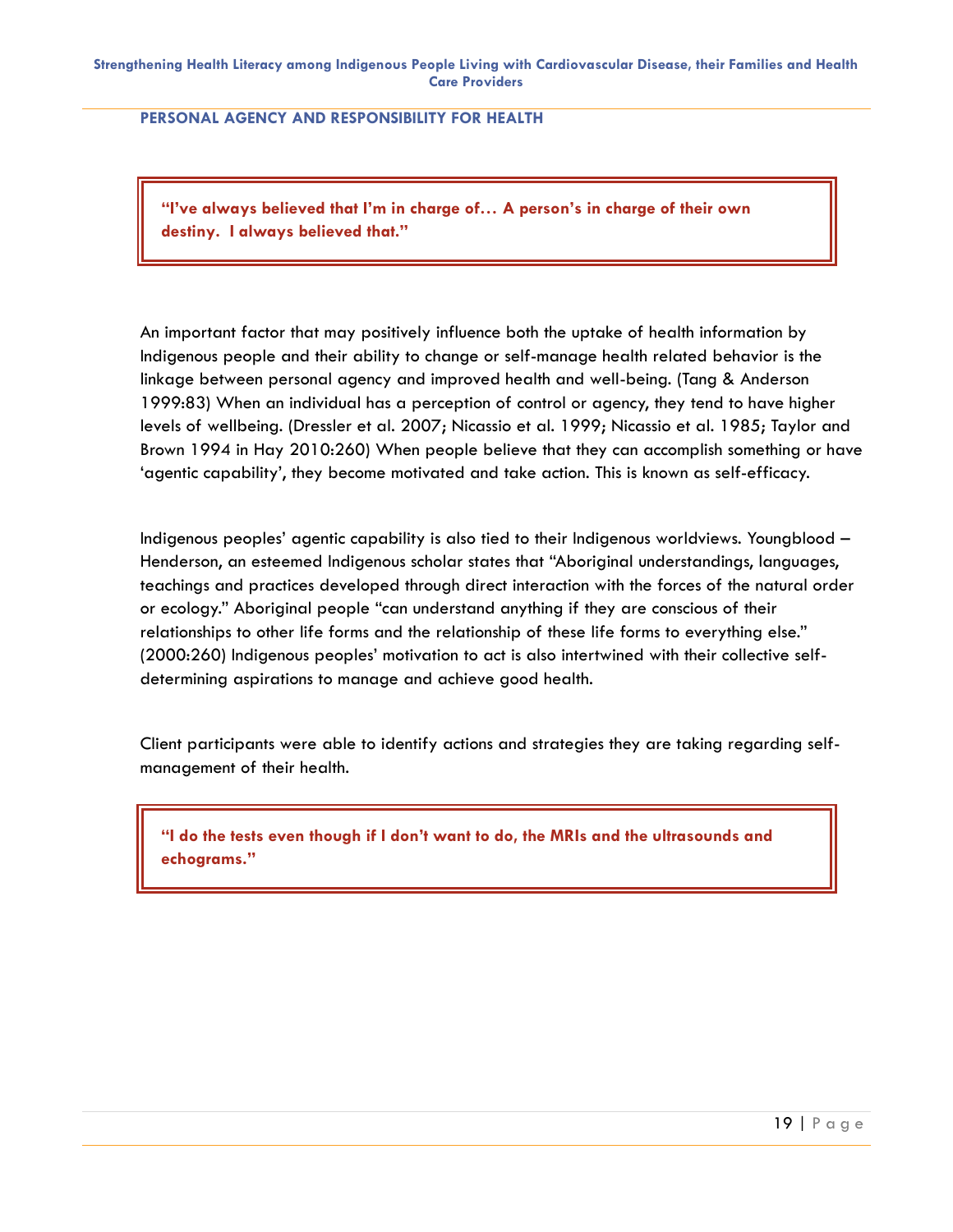## PERSONAL AGENCY AND RESPONSIBILITY FOR HEALTH

> **"I've always believed that I'm in charge of… A person's in charge of their own destiny. I always believed that."**

An important factor that may positively influence both the uptake of health information by Indigenous people and their ability to change or self-manage health related behavior is the linkage between personal agency and improved health and well-being. (Tang & Anderson 1999:83) When an individual has a perception of control or agency, they tend to have higher levels of wellbeing. (Dressler et al. 2007; Nicassio et al. 1999; Nicassio et al. 1985; Taylor and Brown 1994 in Hay 2010:260) When people believe that they can accomplish something or have 'agentic capability', they become motivated and take action. This is known as self-efficacy.

Indigenous peoples' agentic capability is also tied to their Indigenous worldviews. Youngblood – Henderson, an esteemed Indigenous scholar states that "Aboriginal understandings, languages, teachings and practices developed through direct interaction with the forces of the natural order or ecology." Aboriginal people "can understand anything if they are conscious of their relationships to other life forms and the relationship of these life forms to everything else." (2000:260) Indigenous peoples' motivation to act is also intertwined with their collective self-determining aspirations to manage and achieve good health.

Client participants were able to identify actions and strategies they are taking regarding self-management of their health.

> **"I do the tests even though if I don't want to do, the MRIs and the ultrasounds and echograms."**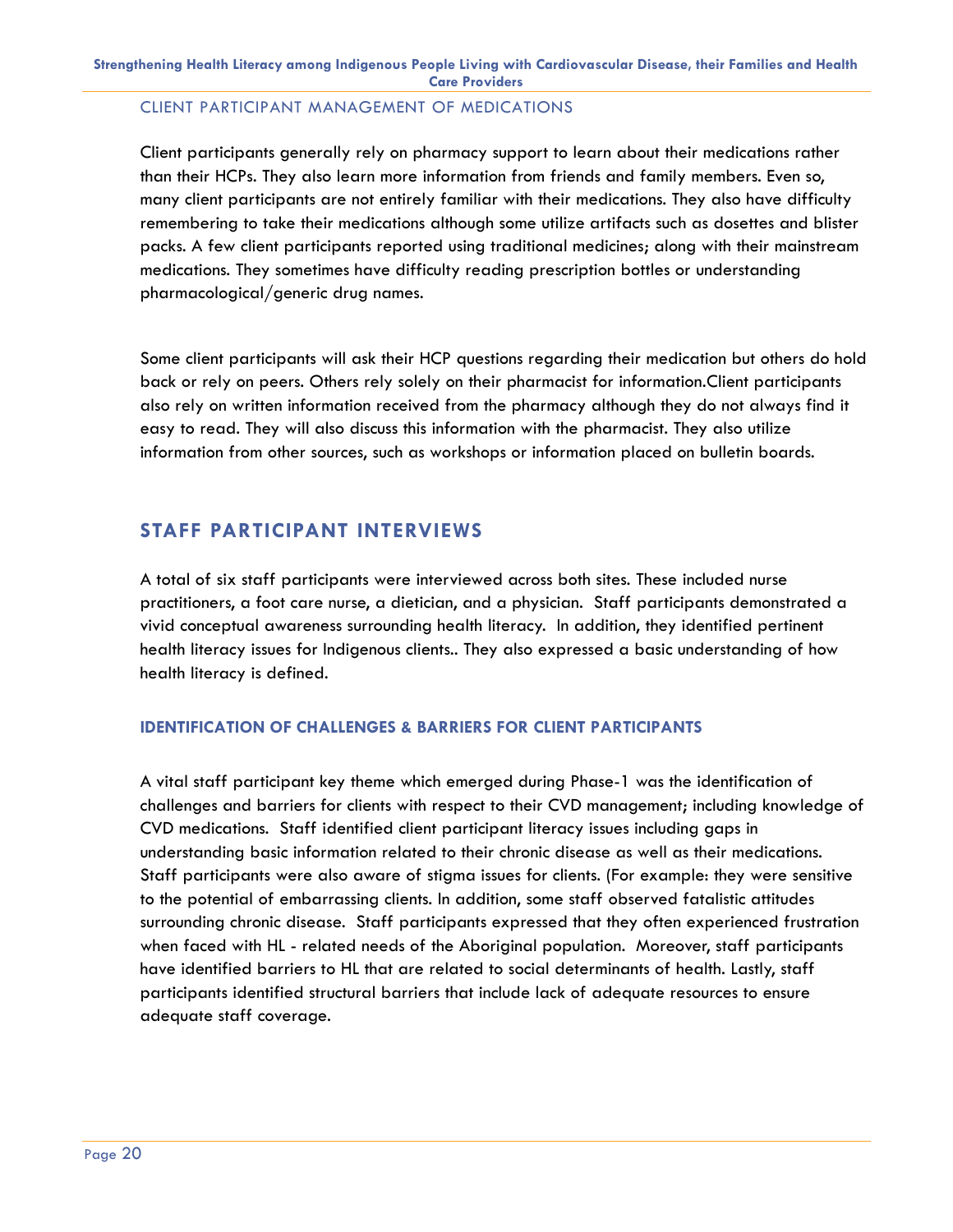### CLIENT PARTICIPANT MANAGEMENT OF MEDICATIONS

Client participants generally rely on pharmacy support to learn about their medications rather than their HCPs. They also learn more information from friends and family members. Even so, many client participants are not entirely familiar with their medications. They also have difficulty remembering to take their medications although some utilize artifacts such as dosettes and blister packs. A few client participants reported using traditional medicines; along with their mainstream medications. They sometimes have difficulty reading prescription bottles or understanding pharmacological/generic drug names.

Some client participants will ask their HCP questions regarding their medication but others do hold back or rely on peers. Others rely solely on their pharmacist for information.Client participants also rely on written information received from the pharmacy although they do not always find it easy to read. They will also discuss this information with the pharmacist. They also utilize information from other sources, such as workshops or information placed on bulletin boards.

## STAFF PARTICIPANT INTERVIEWS

A total of six staff participants were interviewed across both sites. These included nurse practitioners, a foot care nurse, a dietician, and a physician. Staff participants demonstrated a vivid conceptual awareness surrounding health literacy. In addition, they identified pertinent health literacy issues for Indigenous clients.. They also expressed a basic understanding of how health literacy is defined.

### IDENTIFICATION OF CHALLENGES & BARRIERS FOR CLIENT PARTICIPANTS

A vital staff participant key theme which emerged during Phase-1 was the identification of challenges and barriers for clients with respect to their CVD management; including knowledge of CVD medications. Staff identified client participant literacy issues including gaps in understanding basic information related to their chronic disease as well as their medications. Staff participants were also aware of stigma issues for clients. (For example: they were sensitive to the potential of embarrassing clients. In addition, some staff observed fatalistic attitudes surrounding chronic disease. Staff participants expressed that they often experienced frustration when faced with HL - related needs of the Aboriginal population. Moreover, staff participants have identified barriers to HL that are related to social determinants of health. Lastly, staff participants identified structural barriers that include lack of adequate resources to ensure adequate staff coverage.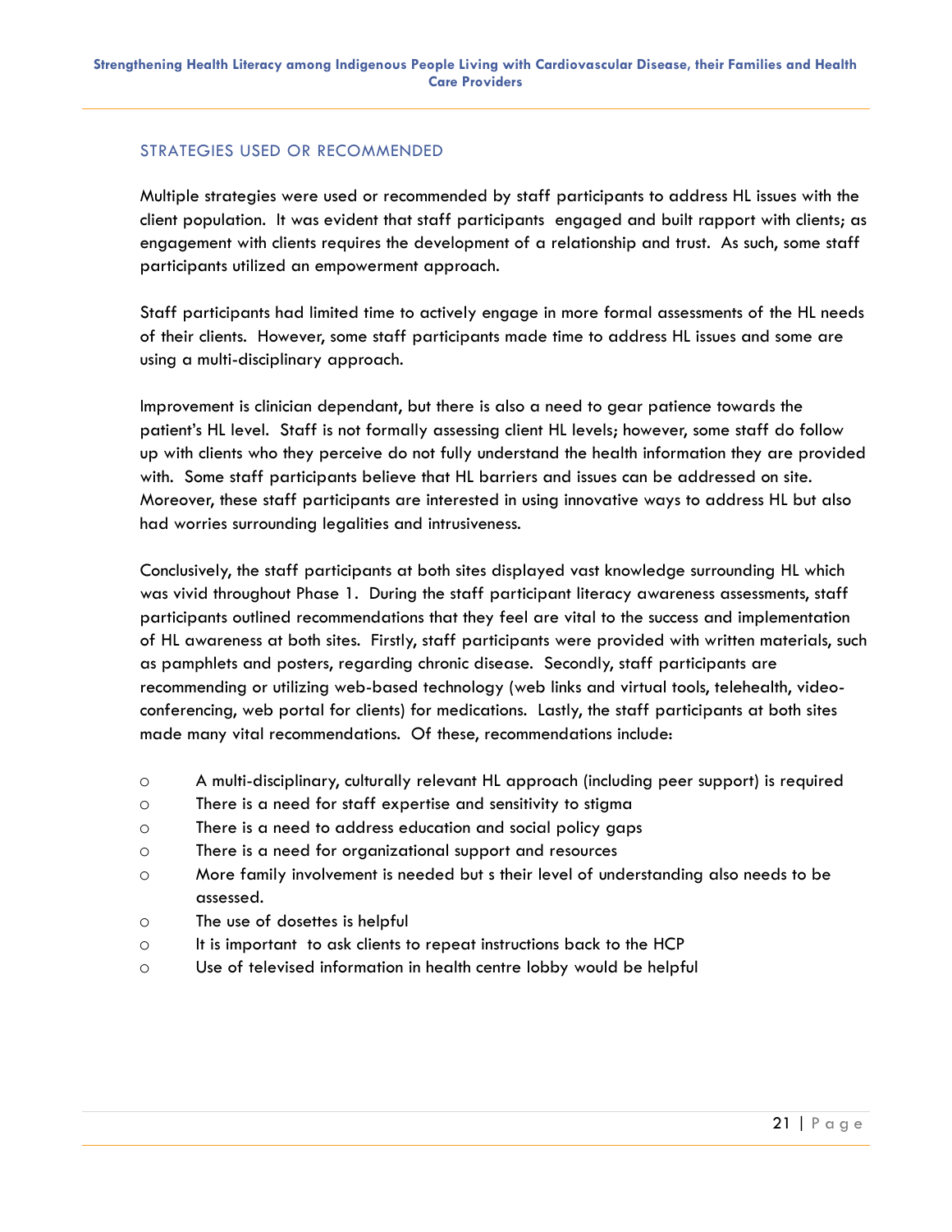## STRATEGIES USED OR RECOMMENDED

Multiple strategies were used or recommended by staff participants to address HL issues with the client population. It was evident that staff participants engaged and built rapport with clients; as engagement with clients requires the development of a relationship and trust. As such, some staff participants utilized an empowerment approach.

Staff participants had limited time to actively engage in more formal assessments of the HL needs of their clients. However, some staff participants made time to address HL issues and some are using a multi-disciplinary approach.

Improvement is clinician dependant, but there is also a need to gear patience towards the patient's HL level. Staff is not formally assessing client HL levels; however, some staff do follow up with clients who they perceive do not fully understand the health information they are provided with. Some staff participants believe that HL barriers and issues can be addressed on site. Moreover, these staff participants are interested in using innovative ways to address HL but also had worries surrounding legalities and intrusiveness.

Conclusively, the staff participants at both sites displayed vast knowledge surrounding HL which was vivid throughout Phase 1. During the staff participant literacy awareness assessments, staff participants outlined recommendations that they feel are vital to the success and implementation of HL awareness at both sites. Firstly, staff participants were provided with written materials, such as pamphlets and posters, regarding chronic disease. Secondly, staff participants are recommending or utilizing web-based technology (web links and virtual tools, telehealth, video-conferencing, web portal for clients) for medications. Lastly, the staff participants at both sites made many vital recommendations. Of these, recommendations include:

- A multi-disciplinary, culturally relevant HL approach (including peer support) is required
- There is a need for staff expertise and sensitivity to stigma
- There is a need to address education and social policy gaps
- There is a need for organizational support and resources
- More family involvement is needed but s their level of understanding also needs to be assessed.
- The use of dosettes is helpful
- It is important to ask clients to repeat instructions back to the HCP
- Use of televised information in health centre lobby would be helpful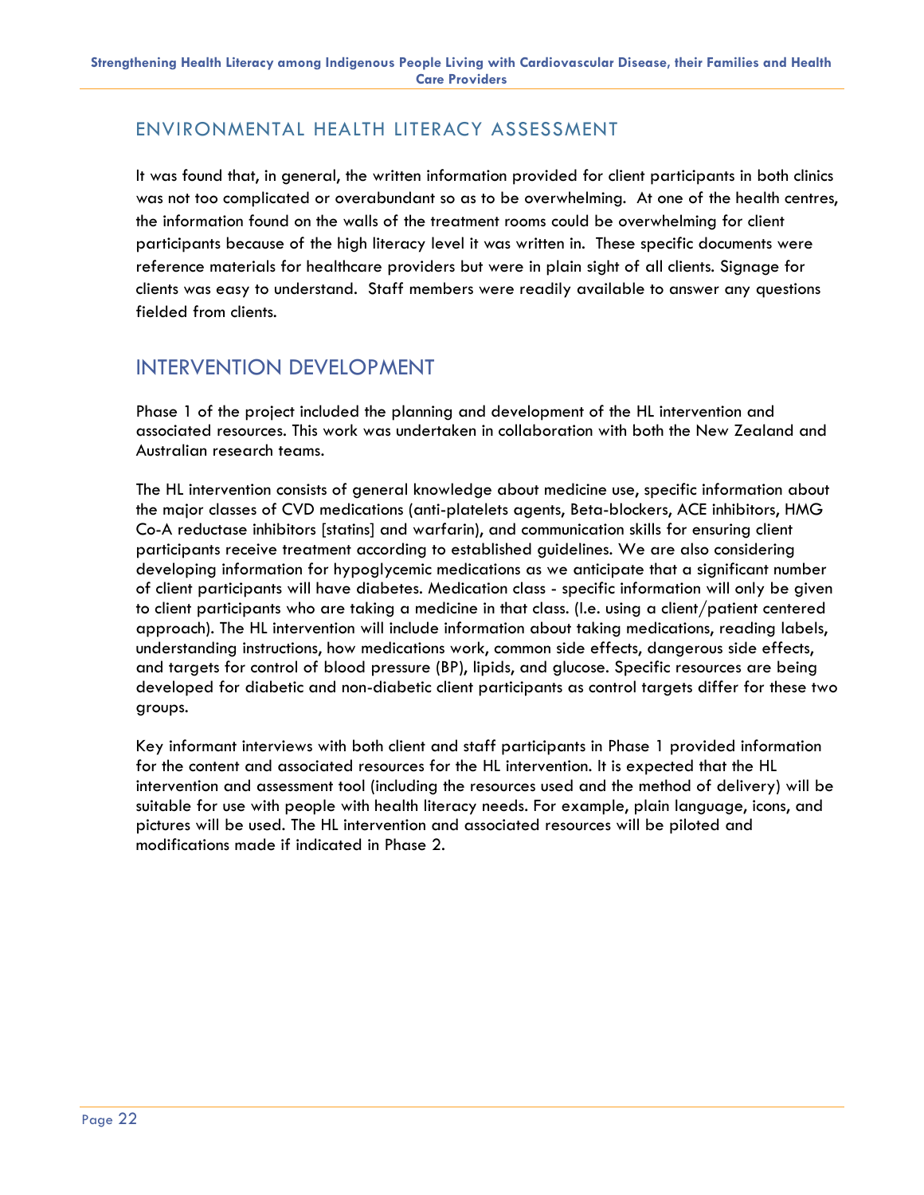## ENVIRONMENTAL HEALTH LITERACY ASSESSMENT

It was found that, in general, the written information provided for client participants in both clinics was not too complicated or overabundant so as to be overwhelming. At one of the health centres, the information found on the walls of the treatment rooms could be overwhelming for client participants because of the high literacy level it was written in. These specific documents were reference materials for healthcare providers but were in plain sight of all clients. Signage for clients was easy to understand. Staff members were readily available to answer any questions fielded from clients.

## INTERVENTION DEVELOPMENT

Phase 1 of the project included the planning and development of the HL intervention and associated resources. This work was undertaken in collaboration with both the New Zealand and Australian research teams.

The HL intervention consists of general knowledge about medicine use, specific information about the major classes of CVD medications (anti-platelets agents, Beta-blockers, ACE inhibitors, HMG Co-A reductase inhibitors [statins] and warfarin), and communication skills for ensuring client participants receive treatment according to established guidelines. We are also considering developing information for hypoglycemic medications as we anticipate that a significant number of client participants will have diabetes. Medication class - specific information will only be given to client participants who are taking a medicine in that class. (I.e. using a client/patient centered approach). The HL intervention will include information about taking medications, reading labels, understanding instructions, how medications work, common side effects, dangerous side effects, and targets for control of blood pressure (BP), lipids, and glucose. Specific resources are being developed for diabetic and non-diabetic client participants as control targets differ for these two groups.

Key informant interviews with both client and staff participants in Phase 1 provided information for the content and associated resources for the HL intervention. It is expected that the HL intervention and assessment tool (including the resources used and the method of delivery) will be suitable for use with people with health literacy needs. For example, plain language, icons, and pictures will be used. The HL intervention and associated resources will be piloted and modifications made if indicated in Phase 2.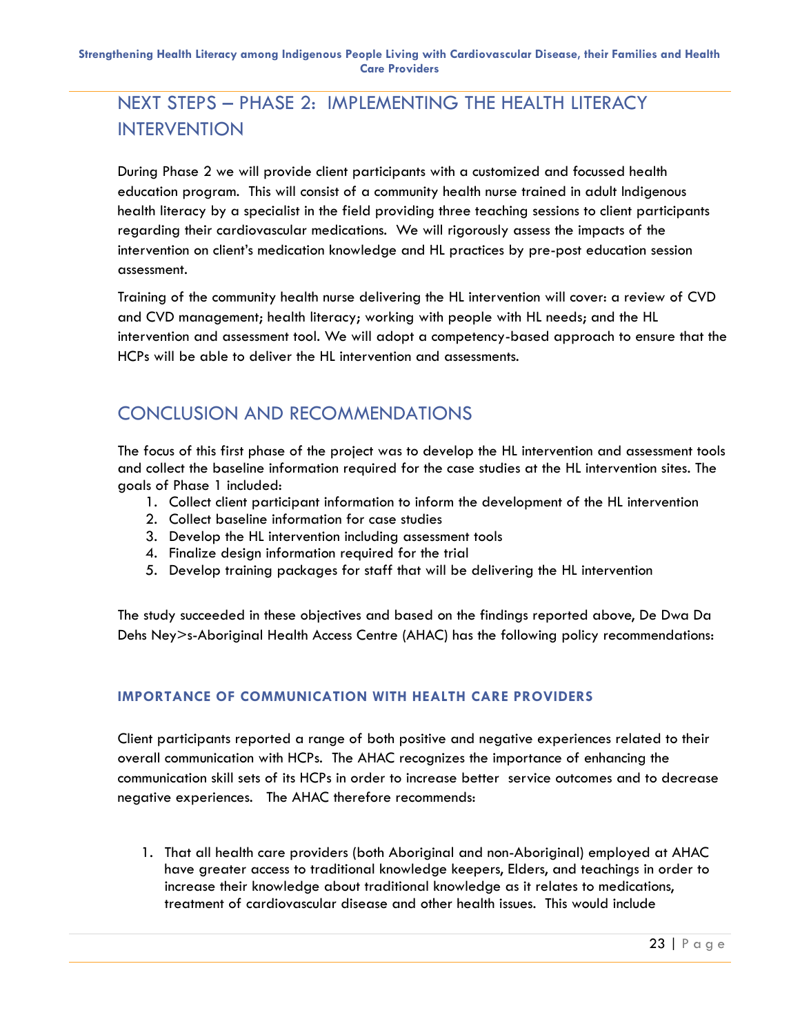## NEXT STEPS – PHASE 2: IMPLEMENTING THE HEALTH LITERACY INTERVENTION

During Phase 2 we will provide client participants with a customized and focussed health education program. This will consist of a community health nurse trained in adult Indigenous health literacy by a specialist in the field providing three teaching sessions to client participants regarding their cardiovascular medications. We will rigorously assess the impacts of the intervention on client's medication knowledge and HL practices by pre-post education session assessment.

Training of the community health nurse delivering the HL intervention will cover: a review of CVD and CVD management; health literacy; working with people with HL needs; and the HL intervention and assessment tool. We will adopt a competency-based approach to ensure that the HCPs will be able to deliver the HL intervention and assessments.

## CONCLUSION AND RECOMMENDATIONS

The focus of this first phase of the project was to develop the HL intervention and assessment tools and collect the baseline information required for the case studies at the HL intervention sites. The goals of Phase 1 included:

1. Collect client participant information to inform the development of the HL intervention
2. Collect baseline information for case studies
3. Develop the HL intervention including assessment tools
4. Finalize design information required for the trial
5. Develop training packages for staff that will be delivering the HL intervention

The study succeeded in these objectives and based on the findings reported above, De Dwa Da Dehs Ney>s-Aboriginal Health Access Centre (AHAC) has the following policy recommendations:

### IMPORTANCE OF COMMUNICATION WITH HEALTH CARE PROVIDERS

Client participants reported a range of both positive and negative experiences related to their overall communication with HCPs. The AHAC recognizes the importance of enhancing the communication skill sets of its HCPs in order to increase better service outcomes and to decrease negative experiences. The AHAC therefore recommends:

1. That all health care providers (both Aboriginal and non-Aboriginal) employed at AHAC have greater access to traditional knowledge keepers, Elders, and teachings in order to increase their knowledge about traditional knowledge as it relates to medications, treatment of cardiovascular disease and other health issues. This would include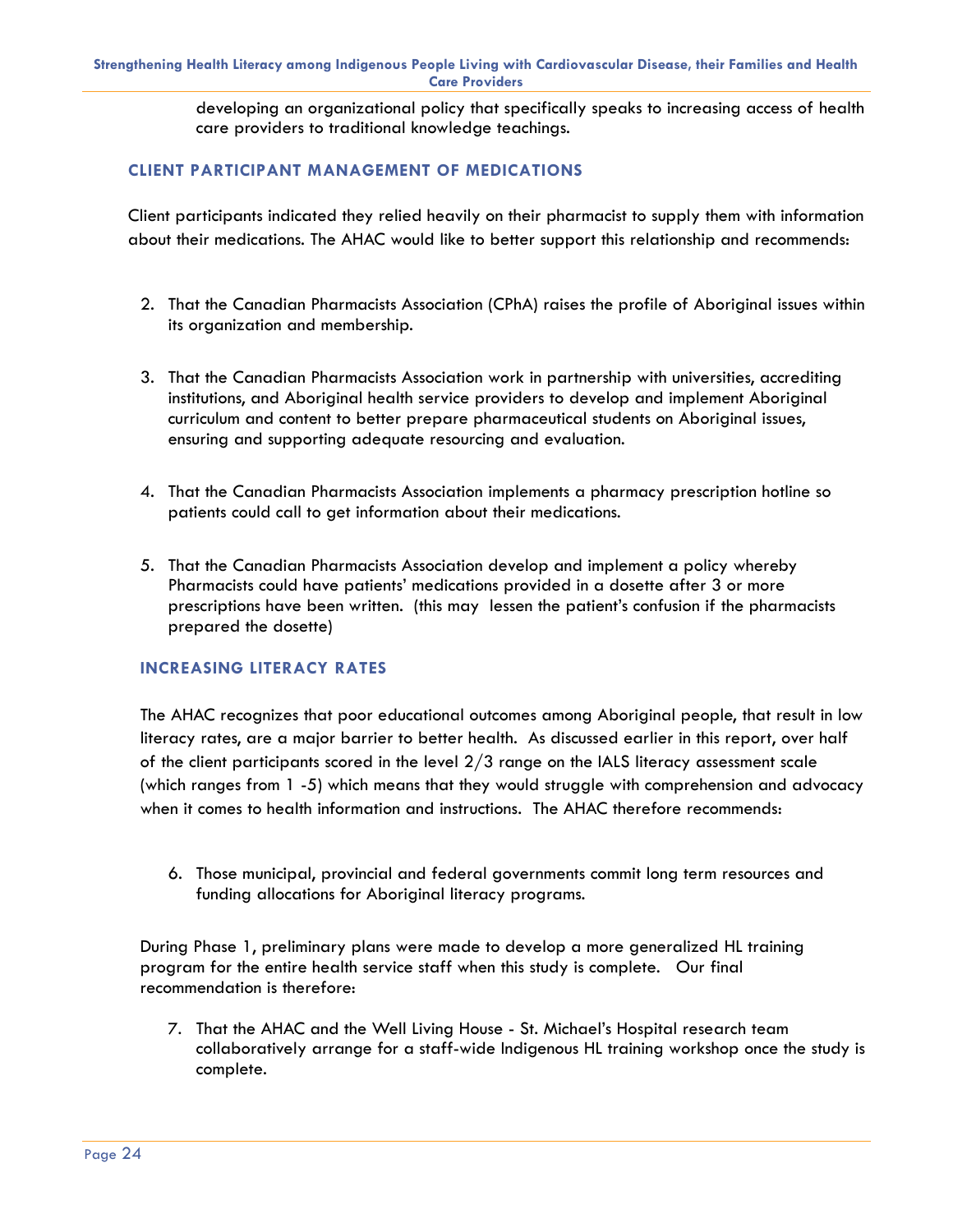developing an organizational policy that specifically speaks to increasing access of health care providers to traditional knowledge teachings.

### CLIENT PARTICIPANT MANAGEMENT OF MEDICATIONS

Client participants indicated they relied heavily on their pharmacist to supply them with information about their medications. The AHAC would like to better support this relationship and recommends:

2. That the Canadian Pharmacists Association (CPhA) raises the profile of Aboriginal issues within its organization and membership.

3. That the Canadian Pharmacists Association work in partnership with universities, accrediting institutions, and Aboriginal health service providers to develop and implement Aboriginal curriculum and content to better prepare pharmaceutical students on Aboriginal issues, ensuring and supporting adequate resourcing and evaluation.

4. That the Canadian Pharmacists Association implements a pharmacy prescription hotline so patients could call to get information about their medications.

5. That the Canadian Pharmacists Association develop and implement a policy whereby Pharmacists could have patients' medications provided in a dosette after 3 or more prescriptions have been written. (this may lessen the patient's confusion if the pharmacists prepared the dosette)

### INCREASING LITERACY RATES

The AHAC recognizes that poor educational outcomes among Aboriginal people, that result in low literacy rates, are a major barrier to better health. As discussed earlier in this report, over half of the client participants scored in the level 2/3 range on the IALS literacy assessment scale (which ranges from 1 -5) which means that they would struggle with comprehension and advocacy when it comes to health information and instructions. The AHAC therefore recommends:

6. Those municipal, provincial and federal governments commit long term resources and funding allocations for Aboriginal literacy programs.

During Phase 1, preliminary plans were made to develop a more generalized HL training program for the entire health service staff when this study is complete. Our final recommendation is therefore:

7. That the AHAC and the Well Living House - St. Michael's Hospital research team collaboratively arrange for a staff-wide Indigenous HL training workshop once the study is complete.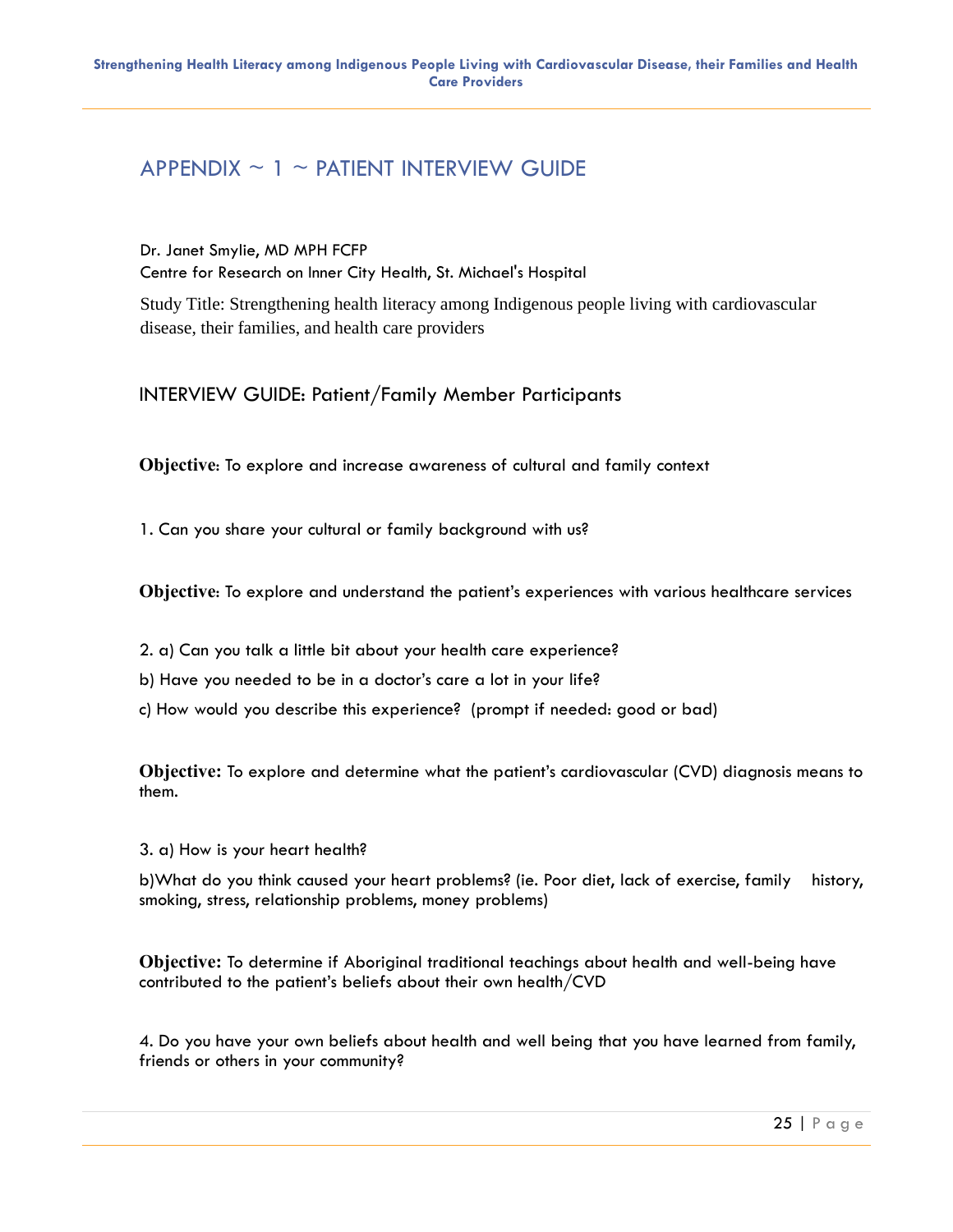## APPENDIX ~ 1 ~ PATIENT INTERVIEW GUIDE

Dr. Janet Smylie, MD MPH FCFP
Centre for Research on Inner City Health, St. Michael's Hospital

Study Title: Strengthening health literacy among Indigenous people living with cardiovascular disease, their families, and health care providers

### INTERVIEW GUIDE: Patient/Family Member Participants

**Objective**: To explore and increase awareness of cultural and family context

1. Can you share your cultural or family background with us?

**Objective**: To explore and understand the patient's experiences with various healthcare services

2. a) Can you talk a little bit about your health care experience?

b) Have you needed to be in a doctor's care a lot in your life?

c) How would you describe this experience? (prompt if needed: good or bad)

**Objective:** To explore and determine what the patient's cardiovascular (CVD) diagnosis means to them.

3. a) How is your heart health?

b)What do you think caused your heart problems? (ie. Poor diet, lack of exercise, family history, smoking, stress, relationship problems, money problems)

**Objective:** To determine if Aboriginal traditional teachings about health and well-being have contributed to the patient's beliefs about their own health/CVD

4. Do you have your own beliefs about health and well being that you have learned from family, friends or others in your community?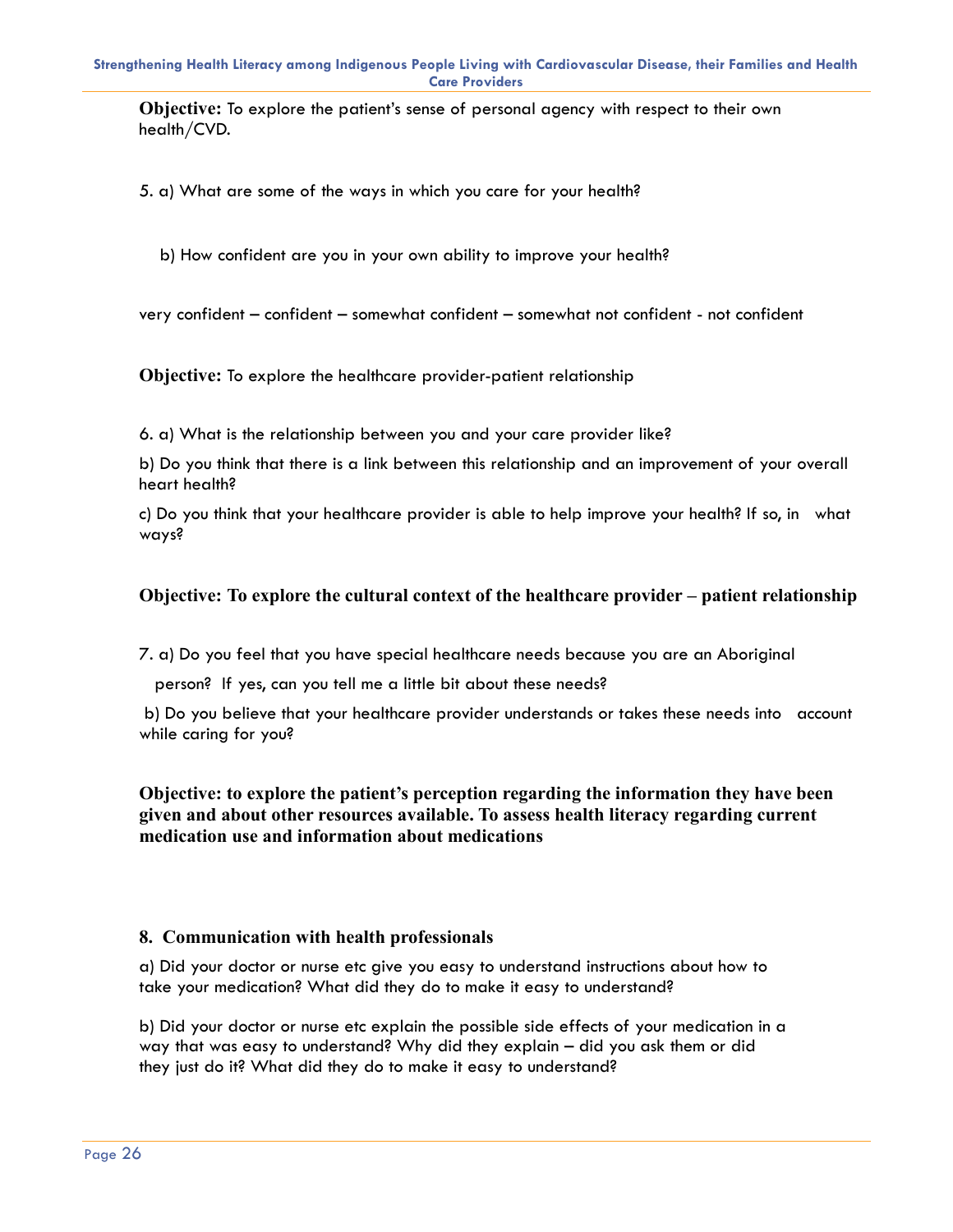**Objective:** To explore the patient's sense of personal agency with respect to their own health/CVD.

5. a) What are some of the ways in which you care for your health?

   b) How confident are you in your own ability to improve your health?

very confident – confident – somewhat confident – somewhat not confident - not confident

**Objective:** To explore the healthcare provider-patient relationship

6. a) What is the relationship between you and your care provider like?

b) Do you think that there is a link between this relationship and an improvement of your overall heart health?

c) Do you think that your healthcare provider is able to help improve your health? If so, in what ways?

**Objective: To explore the cultural context of the healthcare provider – patient relationship**

7. a) Do you feel that you have special healthcare needs because you are an Aboriginal person? If yes, can you tell me a little bit about these needs?

b) Do you believe that your healthcare provider understands or takes these needs into account while caring for you?

**Objective: to explore the patient's perception regarding the information they have been given and about other resources available. To assess health literacy regarding current medication use and information about medications**

**8. Communication with health professionals**

a) Did your doctor or nurse etc give you easy to understand instructions about how to take your medication? What did they do to make it easy to understand?

b) Did your doctor or nurse etc explain the possible side effects of your medication in a way that was easy to understand? Why did they explain – did you ask them or did they just do it? What did they do to make it easy to understand?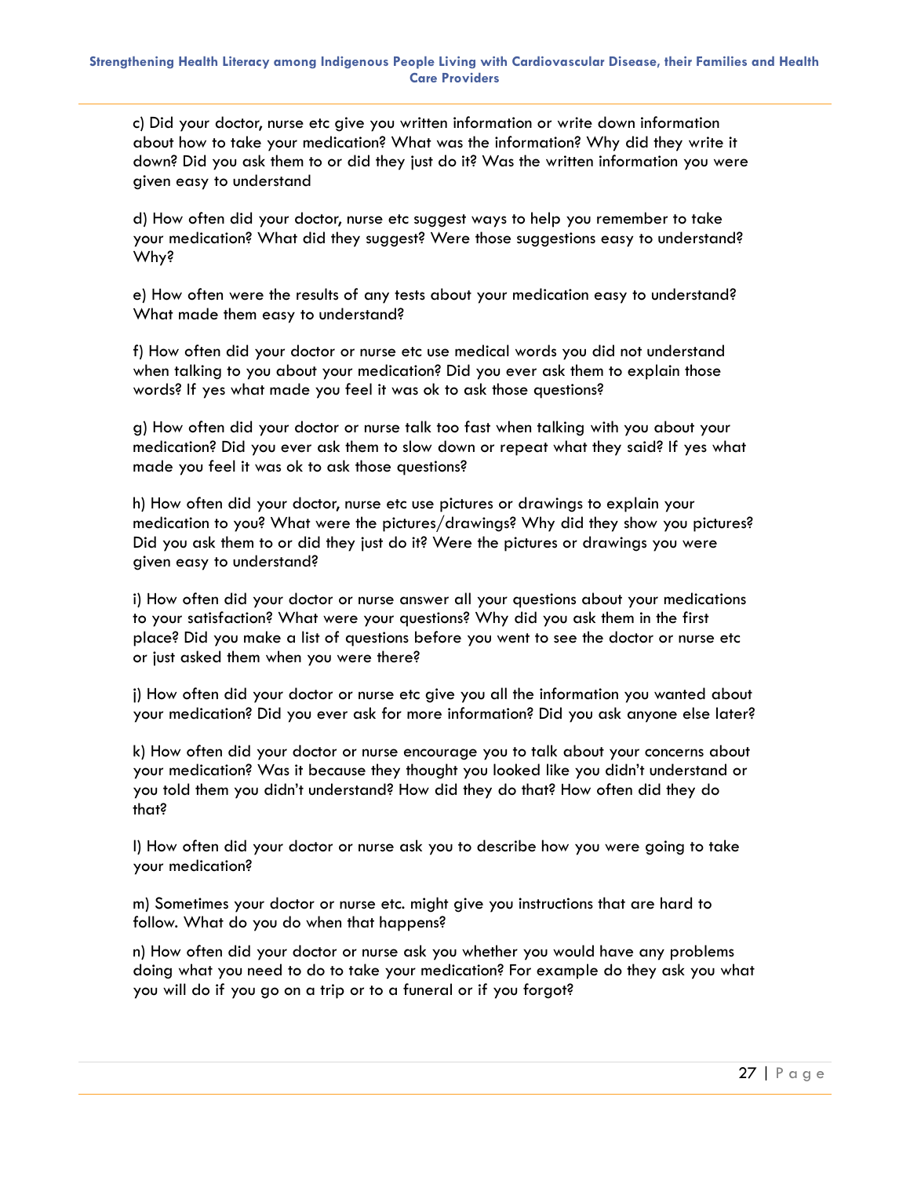c) Did your doctor, nurse etc give you written information or write down information about how to take your medication? What was the information? Why did they write it down? Did you ask them to or did they just do it? Was the written information you were given easy to understand

d) How often did your doctor, nurse etc suggest ways to help you remember to take your medication? What did they suggest? Were those suggestions easy to understand? Why?

e) How often were the results of any tests about your medication easy to understand? What made them easy to understand?

f) How often did your doctor or nurse etc use medical words you did not understand when talking to you about your medication? Did you ever ask them to explain those words? If yes what made you feel it was ok to ask those questions?

g) How often did your doctor or nurse talk too fast when talking with you about your medication? Did you ever ask them to slow down or repeat what they said? If yes what made you feel it was ok to ask those questions?

h) How often did your doctor, nurse etc use pictures or drawings to explain your medication to you? What were the pictures/drawings? Why did they show you pictures? Did you ask them to or did they just do it? Were the pictures or drawings you were given easy to understand?

i) How often did your doctor or nurse answer all your questions about your medications to your satisfaction? What were your questions? Why did you ask them in the first place? Did you make a list of questions before you went to see the doctor or nurse etc or just asked them when you were there?

j) How often did your doctor or nurse etc give you all the information you wanted about your medication? Did you ever ask for more information? Did you ask anyone else later?

k) How often did your doctor or nurse encourage you to talk about your concerns about your medication? Was it because they thought you looked like you didn't understand or you told them you didn't understand? How did they do that? How often did they do that?

l) How often did your doctor or nurse ask you to describe how you were going to take your medication?

m) Sometimes your doctor or nurse etc. might give you instructions that are hard to follow. What do you do when that happens?

n) How often did your doctor or nurse ask you whether you would have any problems doing what you need to do to take your medication? For example do they ask you what you will do if you go on a trip or to a funeral or if you forgot?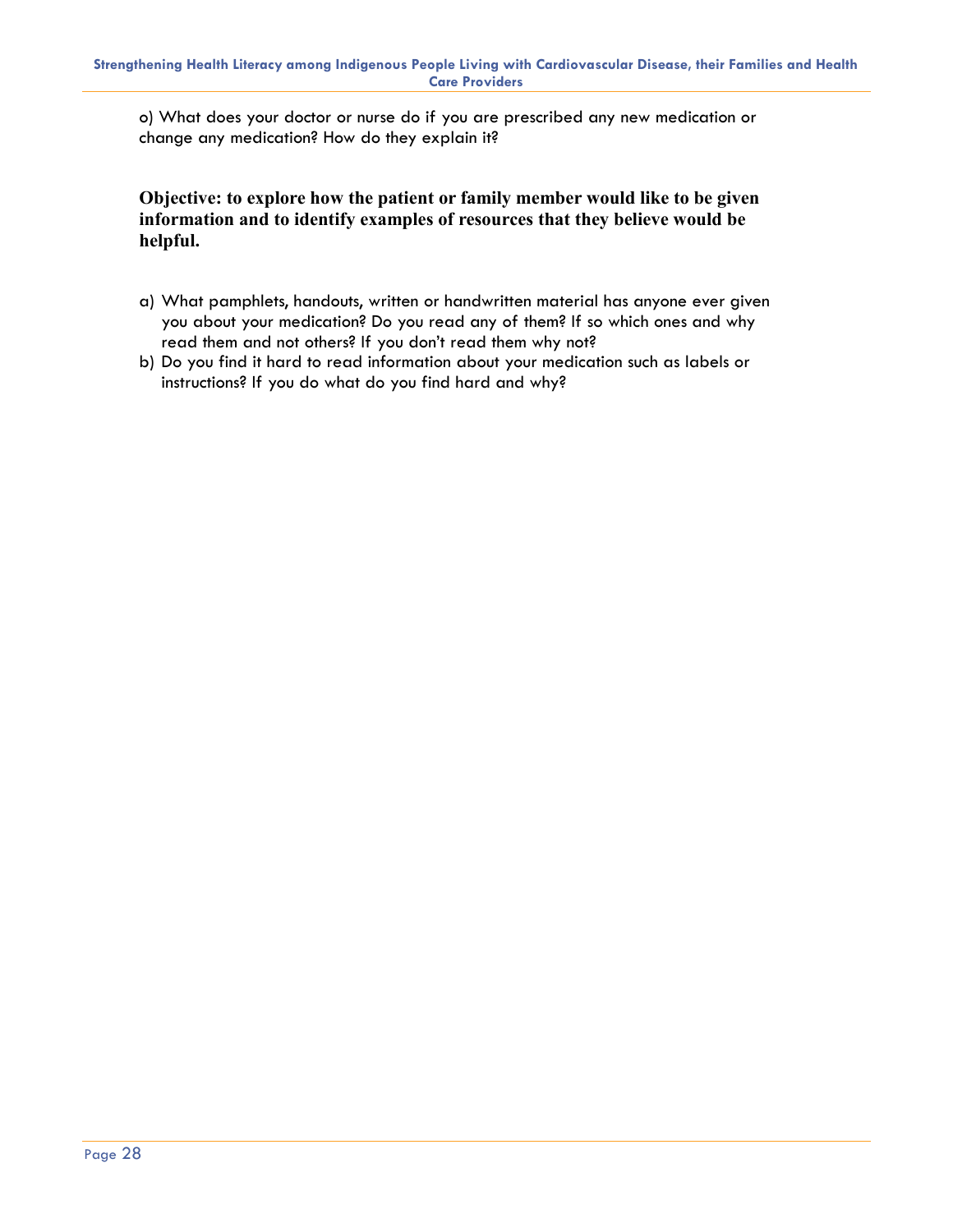o) What does your doctor or nurse do if you are prescribed any new medication or change any medication? How do they explain it?

**Objective: to explore how the patient or family member would like to be given information and to identify examples of resources that they believe would be helpful.**

a) What pamphlets, handouts, written or handwritten material has anyone ever given you about your medication? Do you read any of them? If so which ones and why read them and not others? If you don't read them why not?
b) Do you find it hard to read information about your medication such as labels or instructions? If you do what do you find hard and why?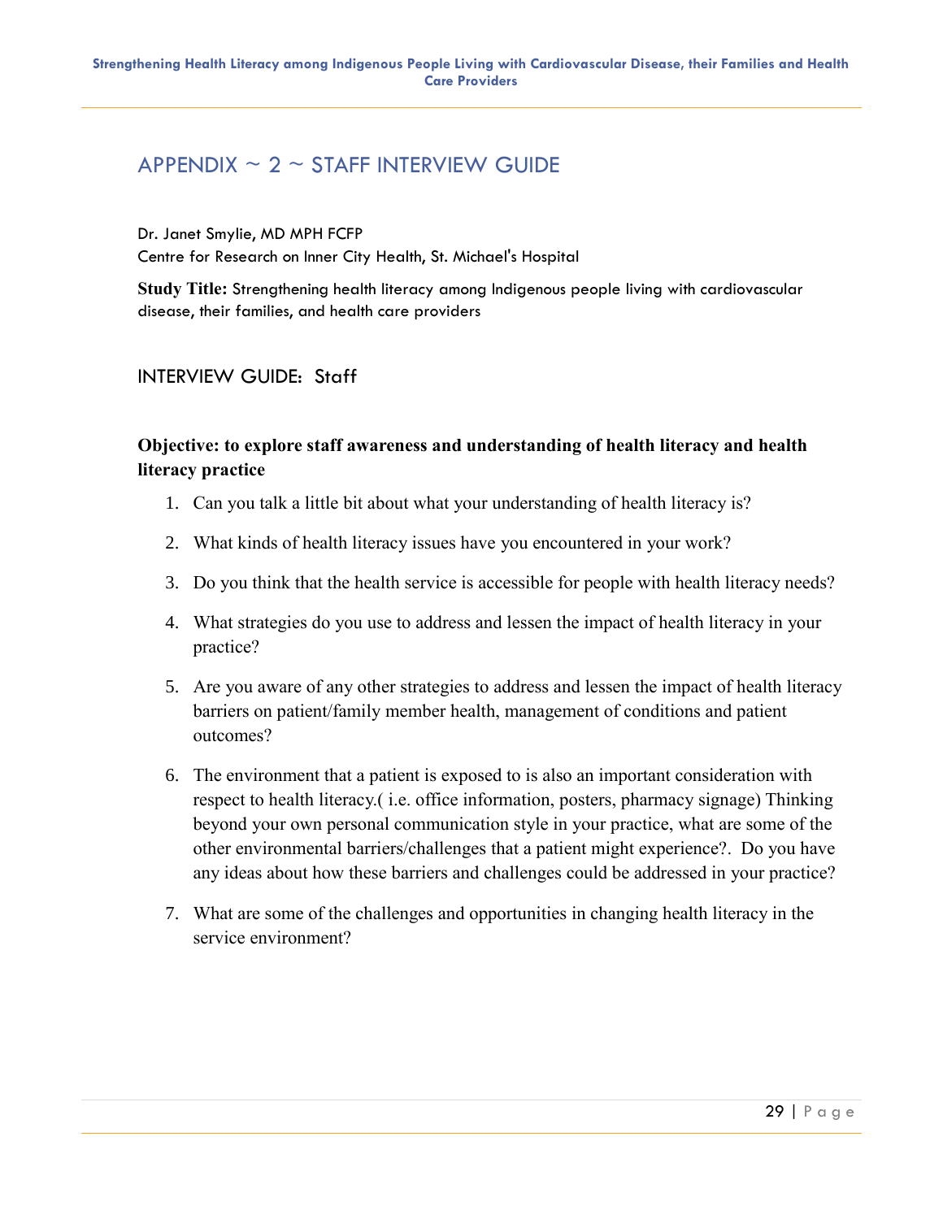## APPENDIX ~ 2 ~ STAFF INTERVIEW GUIDE

Dr. Janet Smylie, MD MPH FCFP
Centre for Research on Inner City Health, St. Michael's Hospital

**Study Title:** Strengthening health literacy among Indigenous people living with cardiovascular disease, their families, and health care providers

### INTERVIEW GUIDE: Staff

**Objective: to explore staff awareness and understanding of health literacy and health literacy practice**

1. Can you talk a little bit about what your understanding of health literacy is?
2. What kinds of health literacy issues have you encountered in your work?
3. Do you think that the health service is accessible for people with health literacy needs?
4. What strategies do you use to address and lessen the impact of health literacy in your practice?
5. Are you aware of any other strategies to address and lessen the impact of health literacy barriers on patient/family member health, management of conditions and patient outcomes?
6. The environment that a patient is exposed to is also an important consideration with respect to health literacy.( i.e. office information, posters, pharmacy signage) Thinking beyond your own personal communication style in your practice, what are some of the other environmental barriers/challenges that a patient might experience?. Do you have any ideas about how these barriers and challenges could be addressed in your practice?
7. What are some of the challenges and opportunities in changing health literacy in the service environment?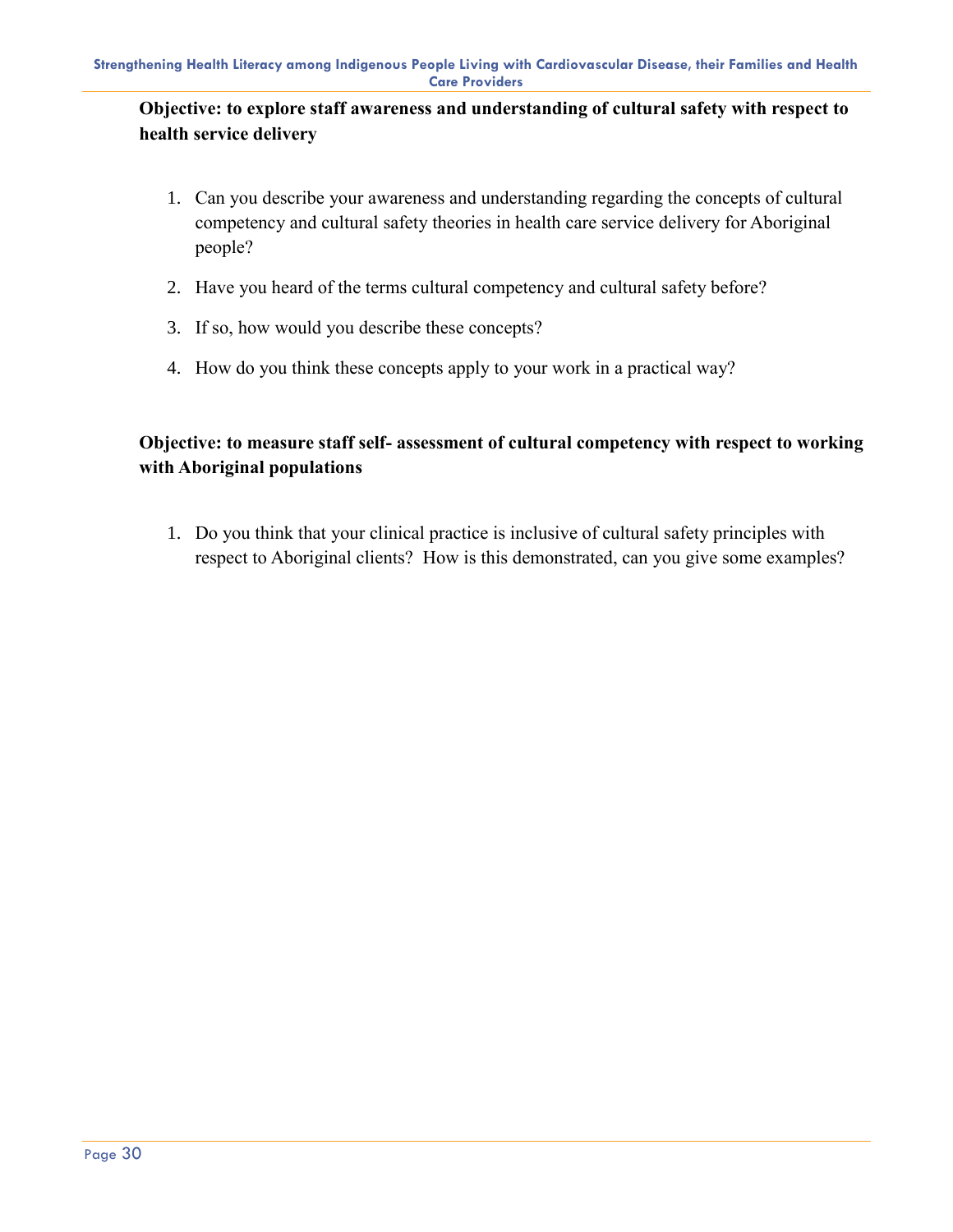**Objective: to explore staff awareness and understanding of cultural safety with respect to health service delivery**

1. Can you describe your awareness and understanding regarding the concepts of cultural competency and cultural safety theories in health care service delivery for Aboriginal people?
2. Have you heard of the terms cultural competency and cultural safety before?
3. If so, how would you describe these concepts?
4. How do you think these concepts apply to your work in a practical way?

**Objective: to measure staff self- assessment of cultural competency with respect to working with Aboriginal populations**

1. Do you think that your clinical practice is inclusive of cultural safety principles with respect to Aboriginal clients? How is this demonstrated, can you give some examples?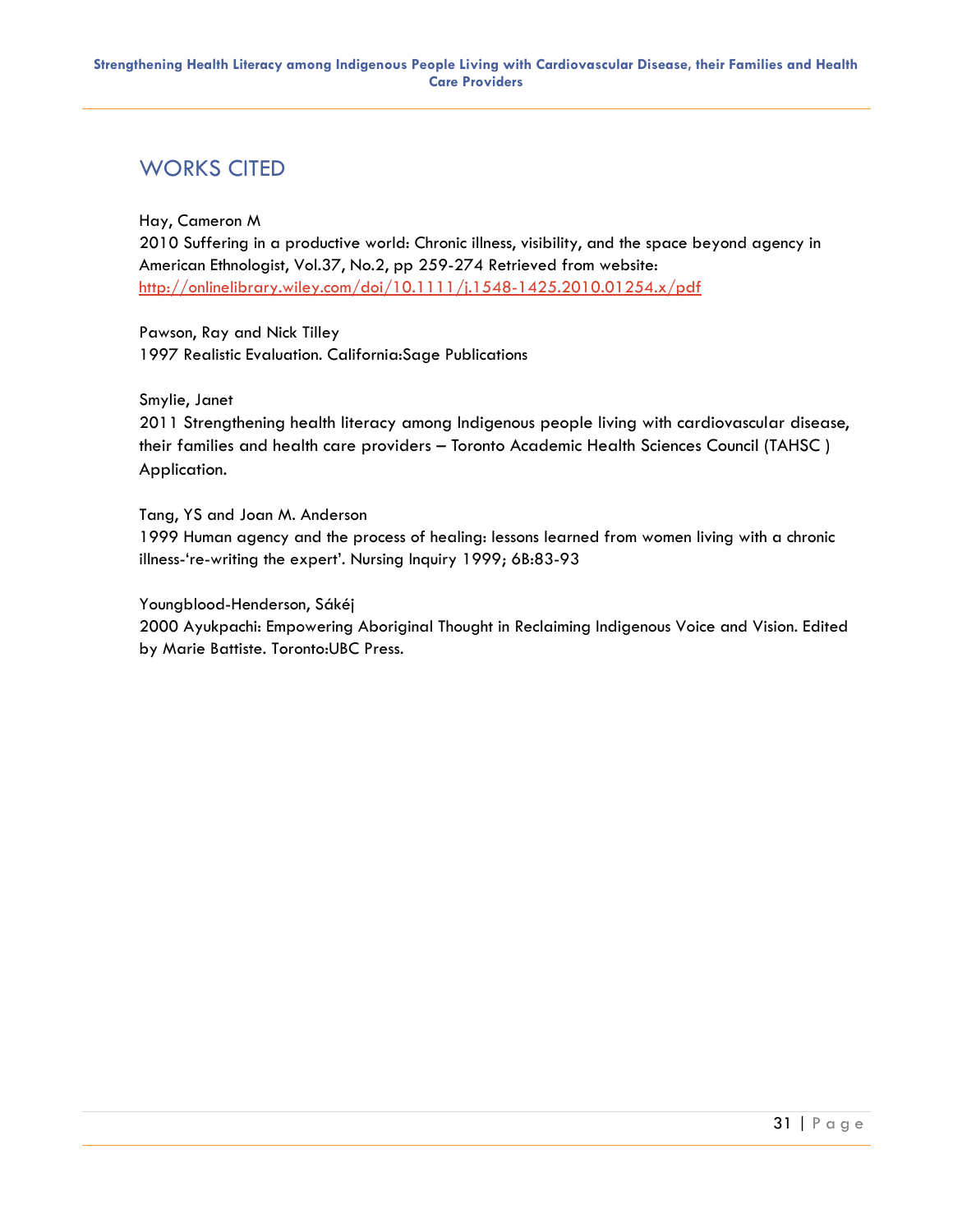## WORKS CITED

Hay, Cameron M
2010 Suffering in a productive world: Chronic illness, visibility, and the space beyond agency in American Ethnologist, Vol.37, No.2, pp 259-274 Retrieved from website: http://onlinelibrary.wiley.com/doi/10.1111/j.1548-1425.2010.01254.x/pdf

Pawson, Ray and Nick Tilley
1997 Realistic Evaluation. California:Sage Publications

Smylie, Janet
2011 Strengthening health literacy among Indigenous people living with cardiovascular disease, their families and health care providers – Toronto Academic Health Sciences Council (TAHSC ) Application.

Tang, YS and Joan M. Anderson
1999 Human agency and the process of healing: lessons learned from women living with a chronic illness-'re-writing the expert'. Nursing Inquiry 1999; 6B:83-93

Youngblood-Henderson, Sákéj
2000 Ayukpachi: Empowering Aboriginal Thought in Reclaiming Indigenous Voice and Vision. Edited by Marie Battiste. Toronto:UBC Press.